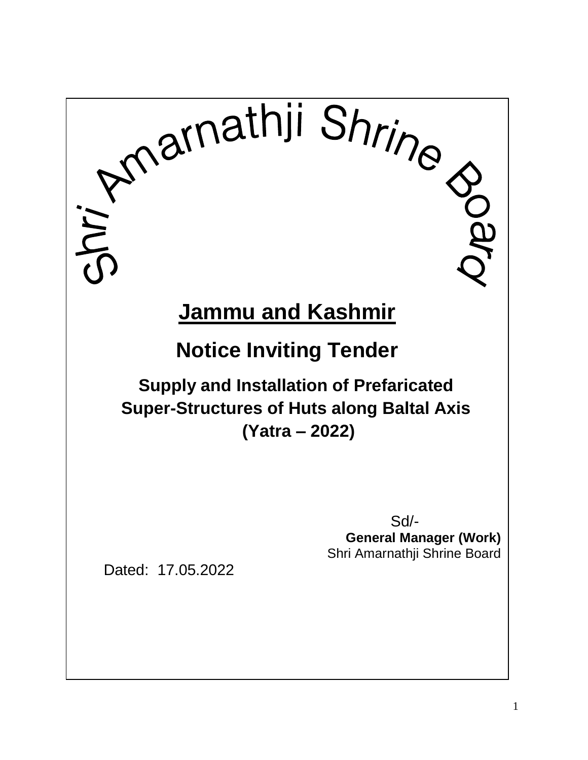# Shri Amarnathji Shrine Board

## Jammu and Kashmir

## Notice Inviting Tender

### Supply and Installation of Prefaricated Super-Structures of Huts along Baltal Axis (Yatra – 2022)

Sd/-
**General Manager (Work)**
Shri Amarnathji Shrine Board

Dated: 17.05.2022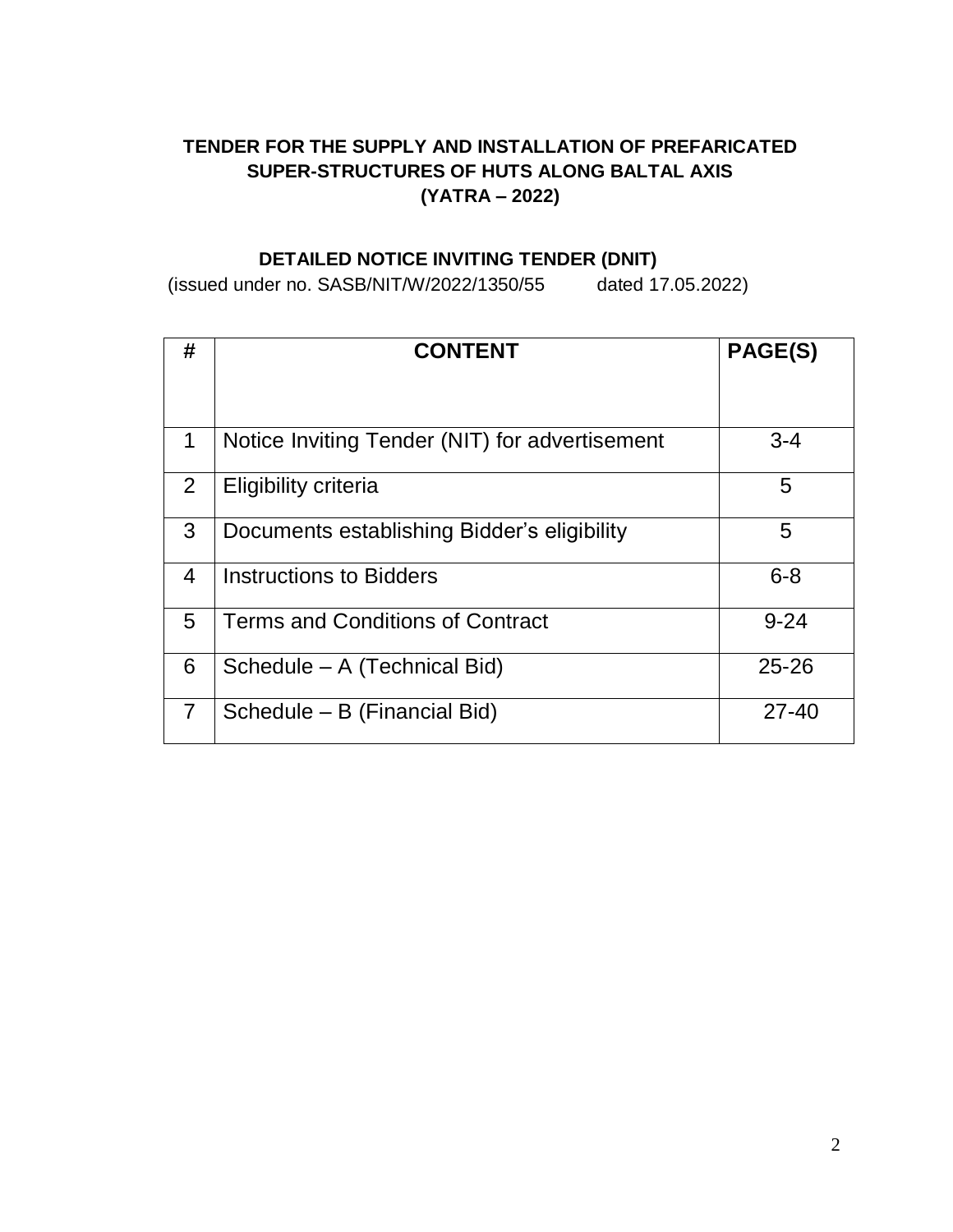## TENDER FOR THE SUPPLY AND INSTALLATION OF PREFARICATED SUPER-STRUCTURES OF HUTS ALONG BALTAL AXIS (YATRA – 2022)

### DETAILED NOTICE INVITING TENDER (DNIT)

(issued under no. SASB/NIT/W/2022/1350/55 dated 17.05.2022)

| # | CONTENT | PAGE(S) |
|---|---|---|
| 1 | Notice Inviting Tender (NIT) for advertisement | 3-4 |
| 2 | Eligibility criteria | 5 |
| 3 | Documents establishing Bidder's eligibility | 5 |
| 4 | Instructions to Bidders | 6-8 |
| 5 | Terms and Conditions of Contract | 9-24 |
| 6 | Schedule – A (Technical Bid) | 25-26 |
| 7 | Schedule – B (Financial Bid) | 27-40 |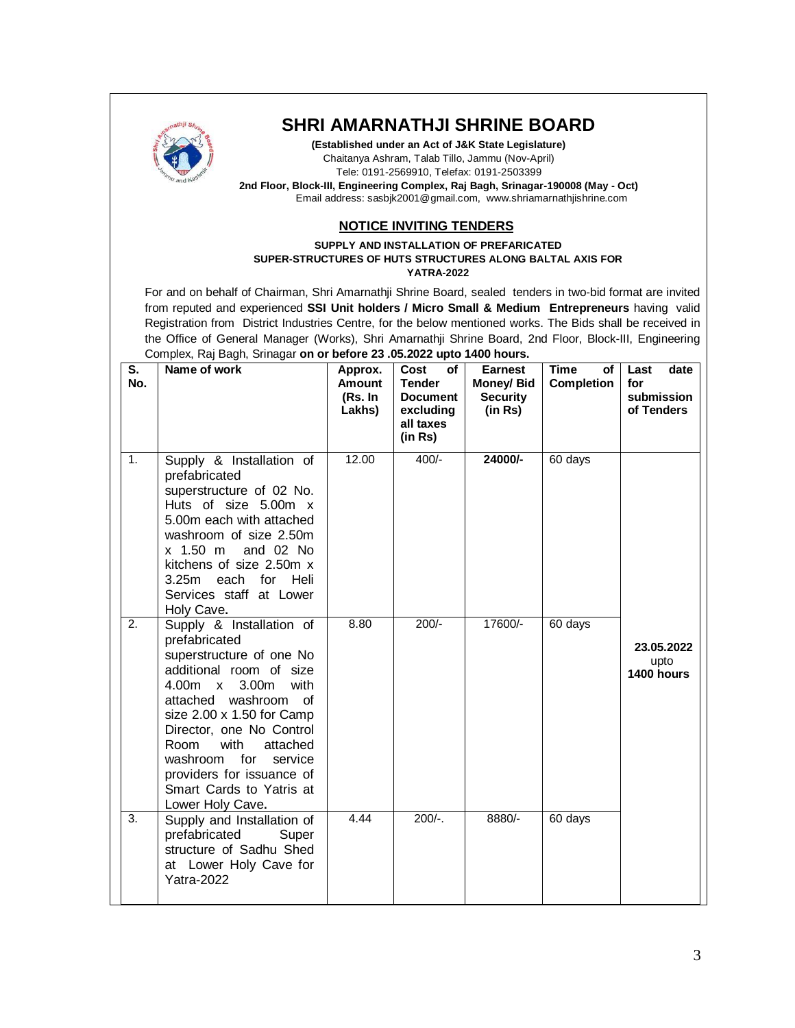# SHRI AMARNATHJI SHRINE BOARD

**(Established under an Act of J&K State Legislature)**
Chaitanya Ashram, Talab Tillo, Jammu (Nov-April)
Tele: 0191-2569910, Telefax: 0191-2503399
**2nd Floor, Block-III, Engineering Complex, Raj Bagh, Srinagar-190008 (May - Oct)**
Email address: sasbjk2001@gmail.com, www.shriamarnathjishrine.com

## NOTICE INVITING TENDERS

**SUPPLY AND INSTALLATION OF PREFARICATED SUPER-STRUCTURES OF HUTS STRUCTURES ALONG BALTAL AXIS FOR YATRA-2022**

For and on behalf of Chairman, Shri Amarnathji Shrine Board, sealed tenders in two-bid format are invited from reputed and experienced **SSI Unit holders / Micro Small & Medium Entrepreneurs** having valid Registration from District Industries Centre, for the below mentioned works. The Bids shall be received in the Office of General Manager (Works), Shri Amarnathji Shrine Board, 2nd Floor, Block-III, Engineering Complex, Raj Bagh, Srinagar **on or before 23 .05.2022 upto 1400 hours.**

| S. No. | Name of work | Approx. Amount (Rs. In Lakhs) | Cost of Tender Document excluding all taxes (in Rs) | Earnest Money/ Bid Security (in Rs) | Time of Completion | Last date for submission of Tenders |
|---|---|---|---|---|---|---|
| 1. | Supply & Installation of prefabricated superstructure of 02 No. Huts of size 5.00m x 5.00m each with attached washroom of size 2.50m x 1.50 m and 02 No kitchens of size 2.50m x 3.25m each for Heli Services staff at Lower Holy Cave. | 12.00 | 400/- | **24000/-** | 60 days | **23.05.2022** upto **1400 hours** |
| 2. | Supply & Installation of prefabricated superstructure of one No additional room of size 4.00m x 3.00m with attached washroom of size 2.00 x 1.50 for Camp Director, one No Control Room with attached washroom for service providers for issuance of Smart Cards to Yatris at Lower Holy Cave. | 8.80 | 200/- | 17600/- | 60 days | |
| 3. | Supply and Installation of prefabricated Super structure of Sadhu Shed at Lower Holy Cave for Yatra-2022 | 4.44 | 200/-. | 8880/- | 60 days | |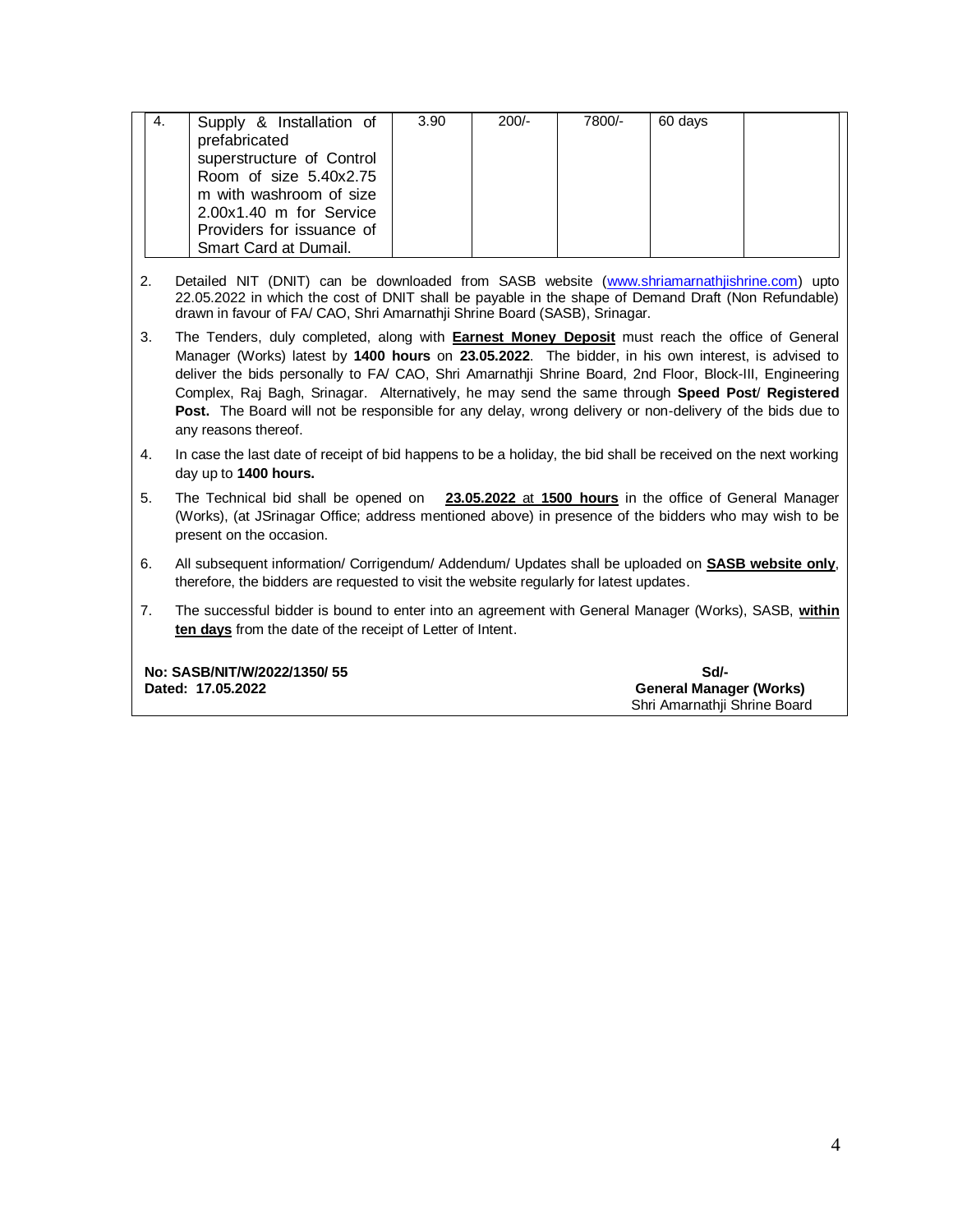| 4. | Supply & Installation of prefabricated superstructure of Control Room of size 5.40x2.75 m with washroom of size 2.00x1.40 m for Service Providers for issuance of Smart Card at Dumail. | 3.90 | 200/- | 7800/- | 60 days | |
|---|---|---|---|---|---|---|

2. Detailed NIT (DNIT) can be downloaded from SASB website (www.shriamarnathjishrine.com) upto 22.05.2022 in which the cost of DNIT shall be payable in the shape of Demand Draft (Non Refundable) drawn in favour of FA/ CAO, Shri Amarnathji Shrine Board (SASB), Srinagar.

3. The Tenders, duly completed, along with **Earnest Money Deposit** must reach the office of General Manager (Works) latest by **1400 hours** on **23.05.2022**. The bidder, in his own interest, is advised to deliver the bids personally to FA/ CAO, Shri Amarnathji Shrine Board, 2nd Floor, Block-III, Engineering Complex, Raj Bagh, Srinagar. Alternatively, he may send the same through **Speed Post**/ **Registered Post.** The Board will not be responsible for any delay, wrong delivery or non-delivery of the bids due to any reasons thereof.

4. In case the last date of receipt of bid happens to be a holiday, the bid shall be received on the next working day up to **1400 hours.**

5. The Technical bid shall be opened on **23.05.2022 at 1500 hours** in the office of General Manager (Works), (at JSrinagar Office; address mentioned above) in presence of the bidders who may wish to be present on the occasion.

6. All subsequent information/ Corrigendum/ Addendum/ Updates shall be uploaded on **SASB website only**, therefore, the bidders are requested to visit the website regularly for latest updates.

7. The successful bidder is bound to enter into an agreement with General Manager (Works), SASB, **within ten days** from the date of the receipt of Letter of Intent.

**No: SASB/NIT/W/2022/1350/ 55**
**Dated: 17.05.2022**

**Sd/-**
**General Manager (Works)**
Shri Amarnathji Shrine Board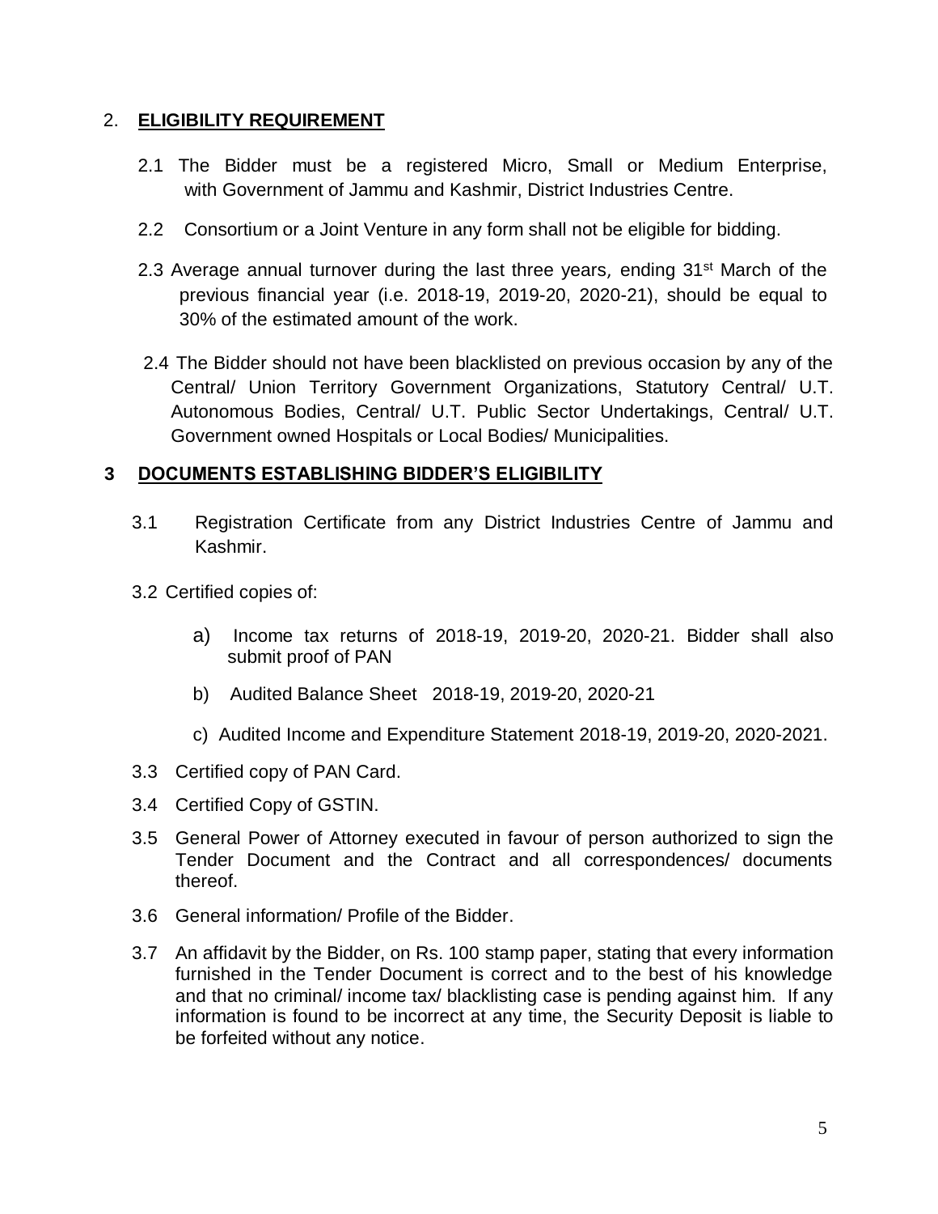## 2. ELIGIBILITY REQUIREMENT

2.1 The Bidder must be a registered Micro, Small or Medium Enterprise, with Government of Jammu and Kashmir, District Industries Centre.

2.2 Consortium or a Joint Venture in any form shall not be eligible for bidding.

2.3 Average annual turnover during the last three years, ending 31st March of the previous financial year (i.e. 2018-19, 2019-20, 2020-21), should be equal to 30% of the estimated amount of the work.

2.4 The Bidder should not have been blacklisted on previous occasion by any of the Central/ Union Territory Government Organizations, Statutory Central/ U.T. Autonomous Bodies, Central/ U.T. Public Sector Undertakings, Central/ U.T. Government owned Hospitals or Local Bodies/ Municipalities.

## 3 DOCUMENTS ESTABLISHING BIDDER'S ELIGIBILITY

3.1 Registration Certificate from any District Industries Centre of Jammu and Kashmir.

3.2 Certified copies of:

a) Income tax returns of 2018-19, 2019-20, 2020-21. Bidder shall also submit proof of PAN

b) Audited Balance Sheet 2018-19, 2019-20, 2020-21

c) Audited Income and Expenditure Statement 2018-19, 2019-20, 2020-2021.

3.3 Certified copy of PAN Card.

3.4 Certified Copy of GSTIN.

3.5 General Power of Attorney executed in favour of person authorized to sign the Tender Document and the Contract and all correspondences/ documents thereof.

3.6 General information/ Profile of the Bidder.

3.7 An affidavit by the Bidder, on Rs. 100 stamp paper, stating that every information furnished in the Tender Document is correct and to the best of his knowledge and that no criminal/ income tax/ blacklisting case is pending against him. If any information is found to be incorrect at any time, the Security Deposit is liable to be forfeited without any notice.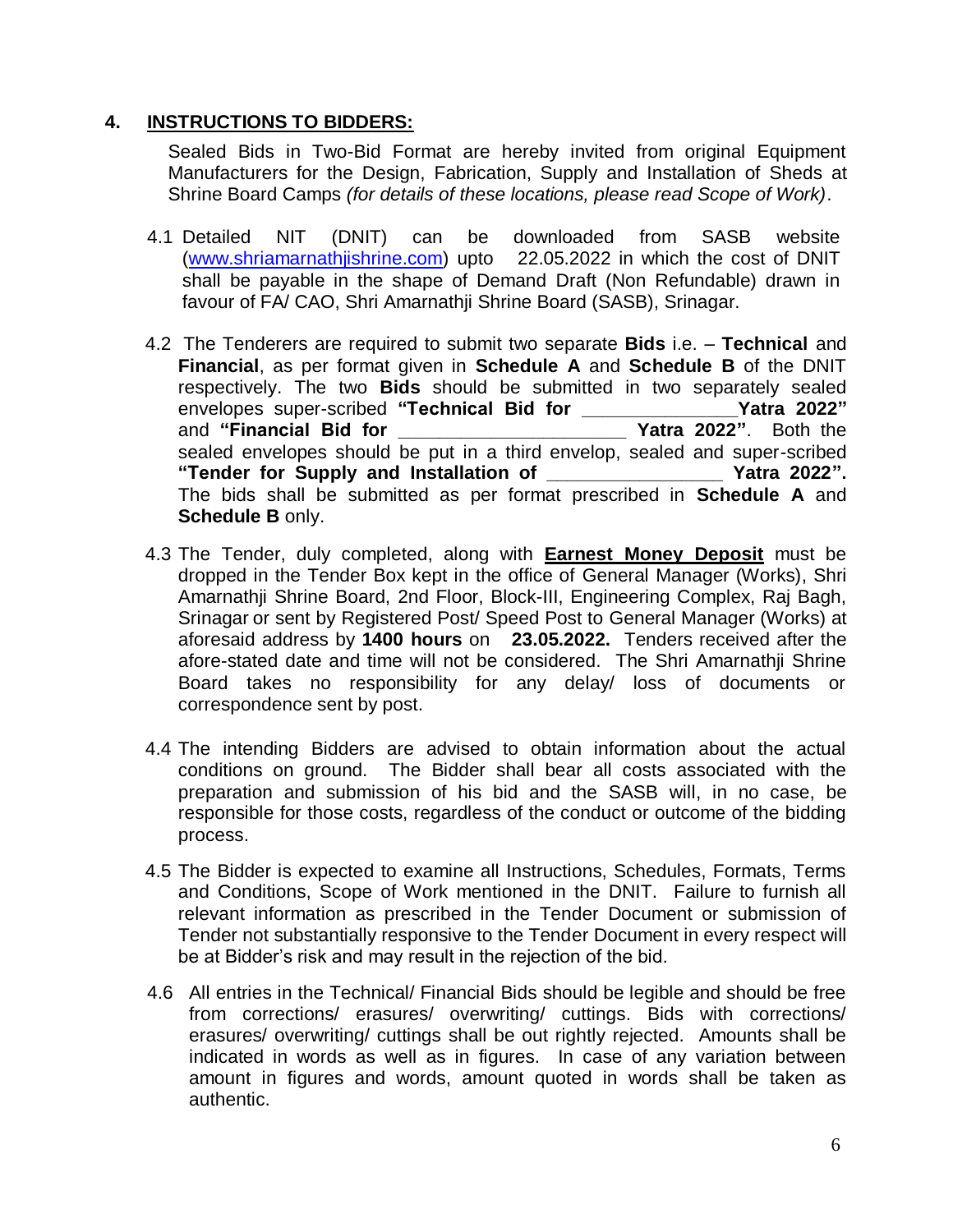## 4. INSTRUCTIONS TO BIDDERS:

Sealed Bids in Two-Bid Format are hereby invited from original Equipment Manufacturers for the Design, Fabrication, Supply and Installation of Sheds at Shrine Board Camps *(for details of these locations, please read Scope of Work)*.

4.1 Detailed NIT (DNIT) can be downloaded from SASB website ([www.shriamarnathjishrine.com](http://www.shriamarnathjishrine.com)) upto 22.05.2022 in which the cost of DNIT shall be payable in the shape of Demand Draft (Non Refundable) drawn in favour of FA/ CAO, Shri Amarnathji Shrine Board (SASB), Srinagar.

4.2 The Tenderers are required to submit two separate **Bids** i.e. – **Technical** and **Financial**, as per format given in **Schedule A** and **Schedule B** of the DNIT respectively. The two **Bids** should be submitted in two separately sealed envelopes super-scribed **"Technical Bid for ______________Yatra 2022"** and **"Financial Bid for _____________________ Yatra 2022"**. Both the sealed envelopes should be put in a third envelop, sealed and super-scribed **"Tender for Supply and Installation of ________________ Yatra 2022".** The bids shall be submitted as per format prescribed in **Schedule A** and **Schedule B** only.

4.3 The Tender, duly completed, along with **Earnest Money Deposit** must be dropped in the Tender Box kept in the office of General Manager (Works), Shri Amarnathji Shrine Board, 2nd Floor, Block-III, Engineering Complex, Raj Bagh, Srinagar or sent by Registered Post/ Speed Post to General Manager (Works) at aforesaid address by **1400 hours** on **23.05.2022.** Tenders received after the afore-stated date and time will not be considered. The Shri Amarnathji Shrine Board takes no responsibility for any delay/ loss of documents or correspondence sent by post.

4.4 The intending Bidders are advised to obtain information about the actual conditions on ground. The Bidder shall bear all costs associated with the preparation and submission of his bid and the SASB will, in no case, be responsible for those costs, regardless of the conduct or outcome of the bidding process.

4.5 The Bidder is expected to examine all Instructions, Schedules, Formats, Terms and Conditions, Scope of Work mentioned in the DNIT. Failure to furnish all relevant information as prescribed in the Tender Document or submission of Tender not substantially responsive to the Tender Document in every respect will be at Bidder's risk and may result in the rejection of the bid.

4.6 All entries in the Technical/ Financial Bids should be legible and should be free from corrections/ erasures/ overwriting/ cuttings. Bids with corrections/ erasures/ overwriting/ cuttings shall be out rightly rejected. Amounts shall be indicated in words as well as in figures. In case of any variation between amount in figures and words, amount quoted in words shall be taken as authentic.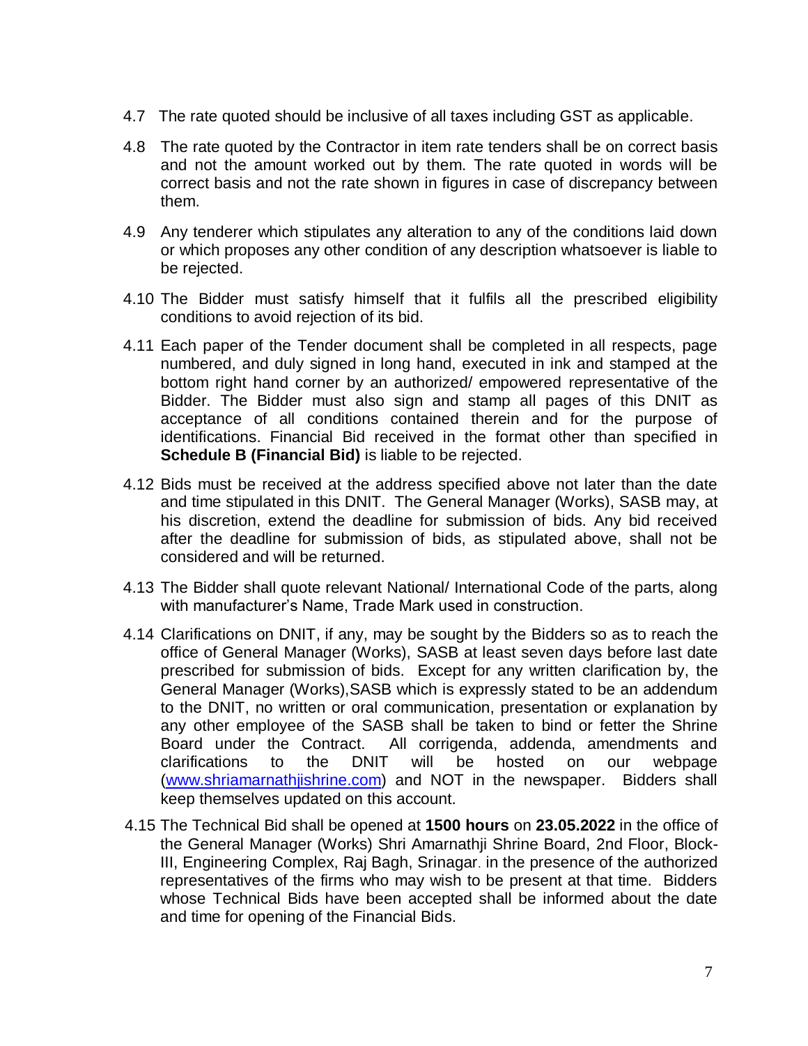4.7 The rate quoted should be inclusive of all taxes including GST as applicable.

4.8 The rate quoted by the Contractor in item rate tenders shall be on correct basis and not the amount worked out by them. The rate quoted in words will be correct basis and not the rate shown in figures in case of discrepancy between them.

4.9 Any tenderer which stipulates any alteration to any of the conditions laid down or which proposes any other condition of any description whatsoever is liable to be rejected.

4.10 The Bidder must satisfy himself that it fulfils all the prescribed eligibility conditions to avoid rejection of its bid.

4.11 Each paper of the Tender document shall be completed in all respects, page numbered, and duly signed in long hand, executed in ink and stamped at the bottom right hand corner by an authorized/ empowered representative of the Bidder. The Bidder must also sign and stamp all pages of this DNIT as acceptance of all conditions contained therein and for the purpose of identifications. Financial Bid received in the format other than specified in **Schedule B (Financial Bid)** is liable to be rejected.

4.12 Bids must be received at the address specified above not later than the date and time stipulated in this DNIT. The General Manager (Works), SASB may, at his discretion, extend the deadline for submission of bids. Any bid received after the deadline for submission of bids, as stipulated above, shall not be considered and will be returned.

4.13 The Bidder shall quote relevant National/ International Code of the parts, along with manufacturer's Name, Trade Mark used in construction.

4.14 Clarifications on DNIT, if any, may be sought by the Bidders so as to reach the office of General Manager (Works), SASB at least seven days before last date prescribed for submission of bids. Except for any written clarification by, the General Manager (Works),SASB which is expressly stated to be an addendum to the DNIT, no written or oral communication, presentation or explanation by any other employee of the SASB shall be taken to bind or fetter the Shrine Board under the Contract. All corrigenda, addenda, amendments and clarifications to the DNIT will be hosted on our webpage (www.shriamarnathjishrine.com) and NOT in the newspaper. Bidders shall keep themselves updated on this account.

4.15 The Technical Bid shall be opened at **1500 hours** on **23.05.2022** in the office of the General Manager (Works) Shri Amarnathji Shrine Board, 2nd Floor, Block-III, Engineering Complex, Raj Bagh, Srinagar. in the presence of the authorized representatives of the firms who may wish to be present at that time. Bidders whose Technical Bids have been accepted shall be informed about the date and time for opening of the Financial Bids.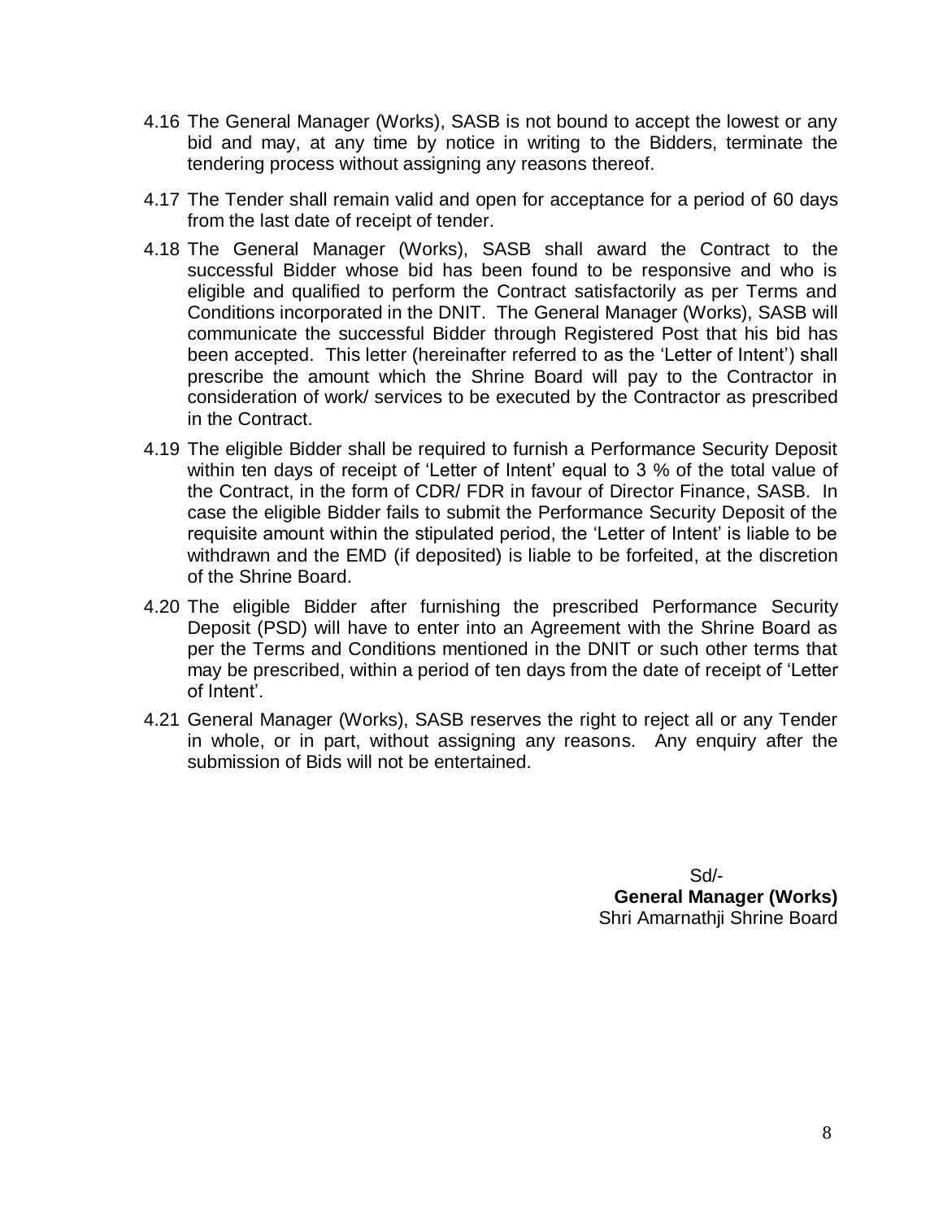4.16 The General Manager (Works), SASB is not bound to accept the lowest or any bid and may, at any time by notice in writing to the Bidders, terminate the tendering process without assigning any reasons thereof.

4.17 The Tender shall remain valid and open for acceptance for a period of 60 days from the last date of receipt of tender.

4.18 The General Manager (Works), SASB shall award the Contract to the successful Bidder whose bid has been found to be responsive and who is eligible and qualified to perform the Contract satisfactorily as per Terms and Conditions incorporated in the DNIT. The General Manager (Works), SASB will communicate the successful Bidder through Registered Post that his bid has been accepted. This letter (hereinafter referred to as the 'Letter of Intent') shall prescribe the amount which the Shrine Board will pay to the Contractor in consideration of work/ services to be executed by the Contractor as prescribed in the Contract.

4.19 The eligible Bidder shall be required to furnish a Performance Security Deposit within ten days of receipt of 'Letter of Intent' equal to 3 % of the total value of the Contract, in the form of CDR/ FDR in favour of Director Finance, SASB. In case the eligible Bidder fails to submit the Performance Security Deposit of the requisite amount within the stipulated period, the 'Letter of Intent' is liable to be withdrawn and the EMD (if deposited) is liable to be forfeited, at the discretion of the Shrine Board.

4.20 The eligible Bidder after furnishing the prescribed Performance Security Deposit (PSD) will have to enter into an Agreement with the Shrine Board as per the Terms and Conditions mentioned in the DNIT or such other terms that may be prescribed, within a period of ten days from the date of receipt of 'Letter of Intent'.

4.21 General Manager (Works), SASB reserves the right to reject all or any Tender in whole, or in part, without assigning any reasons. Any enquiry after the submission of Bids will not be entertained.

Sd/-
**General Manager (Works)**
Shri Amarnathji Shrine Board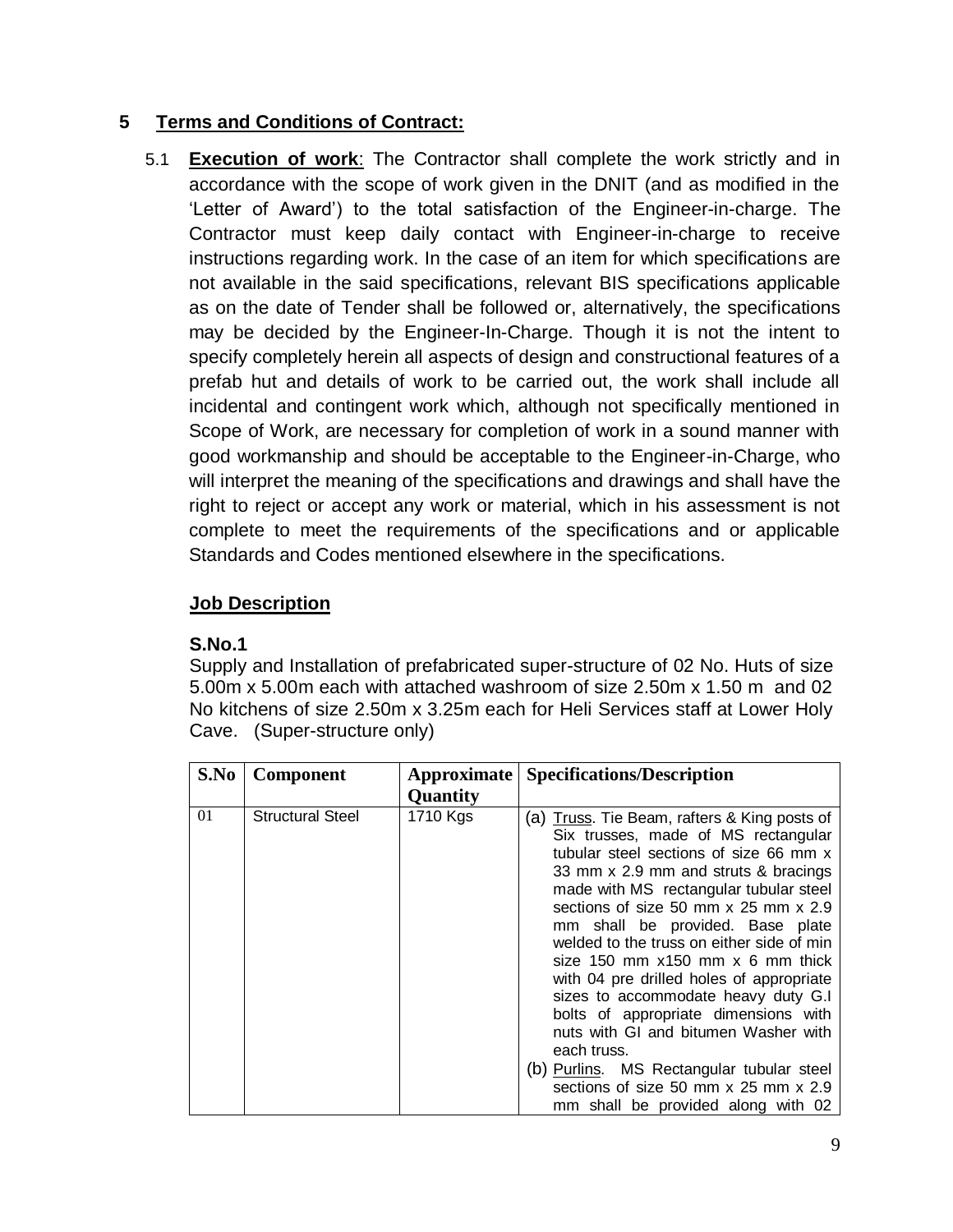## 5 Terms and Conditions of Contract:

5.1 **Execution of work**: The Contractor shall complete the work strictly and in accordance with the scope of work given in the DNIT (and as modified in the 'Letter of Award') to the total satisfaction of the Engineer-in-charge. The Contractor must keep daily contact with Engineer-in-charge to receive instructions regarding work. In the case of an item for which specifications are not available in the said specifications, relevant BIS specifications applicable as on the date of Tender shall be followed or, alternatively, the specifications may be decided by the Engineer-In-Charge. Though it is not the intent to specify completely herein all aspects of design and constructional features of a prefab hut and details of work to be carried out, the work shall include all incidental and contingent work which, although not specifically mentioned in Scope of Work, are necessary for completion of work in a sound manner with good workmanship and should be acceptable to the Engineer-in-Charge, who will interpret the meaning of the specifications and drawings and shall have the right to reject or accept any work or material, which in his assessment is not complete to meet the requirements of the specifications and or applicable Standards and Codes mentioned elsewhere in the specifications.

### Job Description

**S.No.1**

Supply and Installation of prefabricated super-structure of 02 No. Huts of size 5.00m x 5.00m each with attached washroom of size 2.50m x 1.50 m and 02 No kitchens of size 2.50m x 3.25m each for Heli Services staff at Lower Holy Cave. (Super-structure only)

| S.No | Component | Approximate Quantity | Specifications/Description |
|---|---|---|---|
| 01 | Structural Steel | 1710 Kgs | (a) Truss. Tie Beam, rafters & King posts of Six trusses, made of MS rectangular tubular steel sections of size 66 mm x 33 mm x 2.9 mm and struts & bracings made with MS rectangular tubular steel sections of size 50 mm x 25 mm x 2.9 mm shall be provided. Base plate welded to the truss on either side of min size 150 mm x150 mm x 6 mm thick with 04 pre drilled holes of appropriate sizes to accommodate heavy duty G.I bolts of appropriate dimensions with nuts with GI and bitumen Washer with each truss.<br>(b) Purlins. MS Rectangular tubular steel sections of size 50 mm x 25 mm x 2.9 mm shall be provided along with 02 |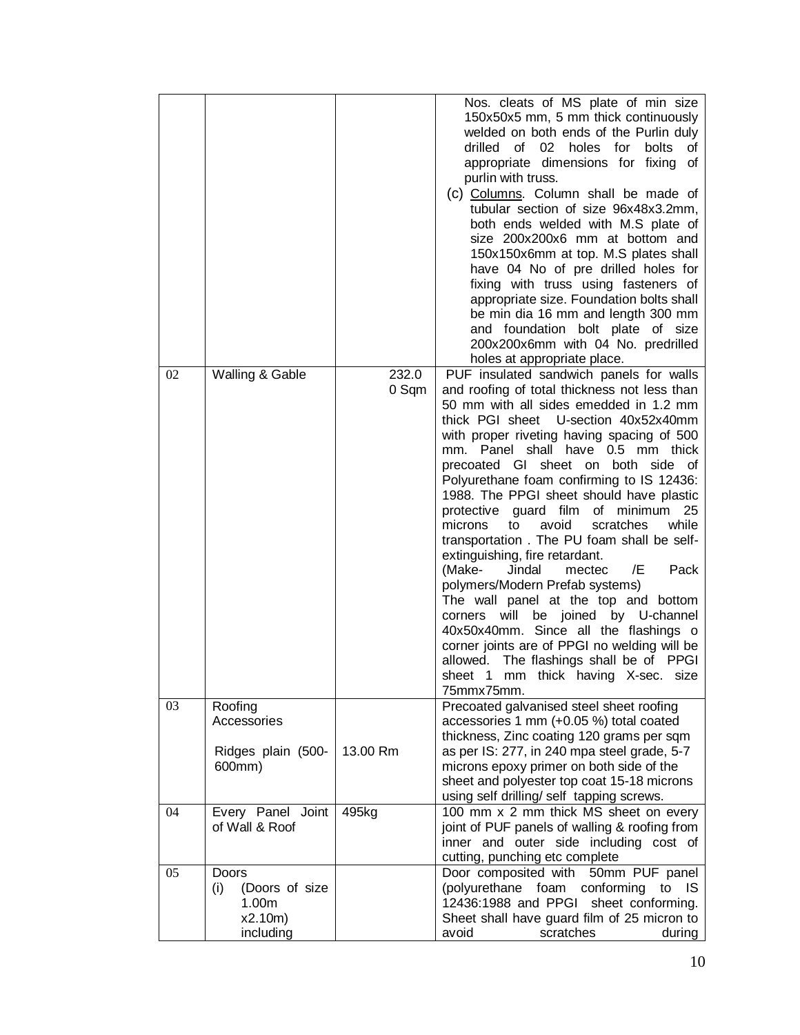| | | | |
|---|---|---|---|
| | | | Nos. cleats of MS plate of min size 150x50x5 mm, 5 mm thick continuously welded on both ends of the Purlin duly drilled of 02 holes for bolts of appropriate dimensions for fixing of purlin with truss.<br>(c) Columns. Column shall be made of tubular section of size 96x48x3.2mm, both ends welded with M.S plate of size 200x200x6 mm at bottom and 150x150x6mm at top. M.S plates shall have 04 No of pre drilled holes for fixing with truss using fasteners of appropriate size. Foundation bolts shall be min dia 16 mm and length 300 mm and foundation bolt plate of size 200x200x6mm with 04 No. predrilled holes at appropriate place. |
| 02 | Walling & Gable | 232.00 Sqm | PUF insulated sandwich panels for walls and roofing of total thickness not less than 50 mm with all sides emedded in 1.2 mm thick PGI sheet U-section 40x52x40mm with proper riveting having spacing of 500 mm. Panel shall have 0.5 mm thick precoated GI sheet on both side of Polyurethane foam confirming to IS 12436: 1988. The PPGI sheet should have plastic protective guard film of minimum 25 microns to avoid scratches while transportation . The PU foam shall be self-extinguishing, fire retardant.<br>(Make- Jindal mectec /E Pack polymers/Modern Prefab systems)<br>The wall panel at the top and bottom corners will be joined by U-channel 40x50x40mm. Since all the flashings o corner joints are of PPGI no welding will be allowed. The flashings shall be of PPGI sheet 1 mm thick having X-sec. size 75mmx75mm. |
| 03 | Roofing Accessories<br><br>Ridges plain (500-600mm) | 13.00 Rm | Precoated galvanised steel sheet roofing accessories 1 mm (+0.05 %) total coated thickness, Zinc coating 120 grams per sqm as per IS: 277, in 240 mpa steel grade, 5-7 microns epoxy primer on both side of the sheet and polyester top coat 15-18 microns using self drilling/ self tapping screws. |
| 04 | Every Panel Joint of Wall & Roof | 495kg | 100 mm x 2 mm thick MS sheet on every joint of PUF panels of walling & roofing from inner and outer side including cost of cutting, punching etc complete |
| 05 | Doors<br>(i) (Doors of size 1.00m x2.10m) including | | Door composited with 50mm PUF panel (polyurethane foam conforming to IS 12436:1988 and PPGI sheet conforming. Sheet shall have guard film of 25 micron to avoid scratches during |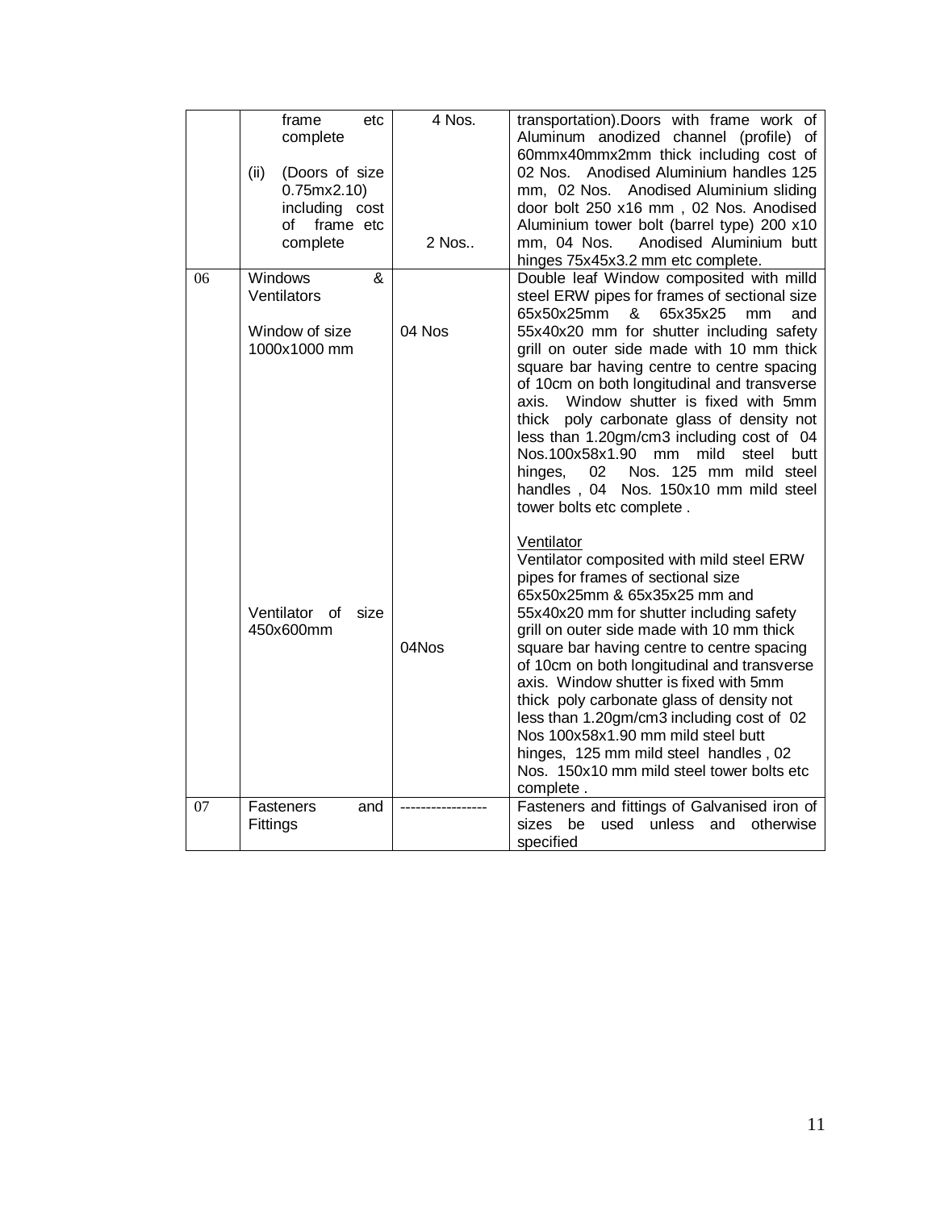| | frame etc complete<br><br>(ii) (Doors of size 0.75mx2.10) including cost of frame etc complete | 4 Nos.<br><br>2 Nos.. | transportation).Doors with frame work of Aluminum anodized channel (profile) of 60mmx40mmx2mm thick including cost of 02 Nos. Anodised Aluminium handles 125 mm, 02 Nos. Anodised Aluminium sliding door bolt 250 x16 mm , 02 Nos. Anodised Aluminium tower bolt (barrel type) 200 x10 mm, 04 Nos. Anodised Aluminium butt hinges 75x45x3.2 mm etc complete. |
|---|---|---|---|
| 06 | Windows & Ventilators<br><br>Window of size 1000x1000 mm<br><br>Ventilator of size 450x600mm | 04 Nos<br><br>04Nos | Double leaf Window composited with milld steel ERW pipes for frames of sectional size 65x50x25mm & 65x35x25 mm and 55x40x20 mm for shutter including safety grill on outer side made with 10 mm thick square bar having centre to centre spacing of 10cm on both longitudinal and transverse axis. Window shutter is fixed with 5mm thick poly carbonate glass of density not less than 1.20gm/cm3 including cost of 04 Nos.100x58x1.90 mm mild steel butt hinges, 02 Nos. 125 mm mild steel handles , 04 Nos. 150x10 mm mild steel tower bolts etc complete .<br><br>Ventilator<br>Ventilator composited with mild steel ERW pipes for frames of sectional size 65x50x25mm & 65x35x25 mm and 55x40x20 mm for shutter including safety grill on outer side made with 10 mm thick square bar having centre to centre spacing of 10cm on both longitudinal and transverse axis. Window shutter is fixed with 5mm thick poly carbonate glass of density not less than 1.20gm/cm3 including cost of 02 Nos 100x58x1.90 mm mild steel butt hinges, 125 mm mild steel handles , 02 Nos. 150x10 mm mild steel tower bolts etc complete . |
| 07 | Fasteners and Fittings | ---------------- | Fasteners and fittings of Galvanised iron of sizes be used unless and otherwise specified |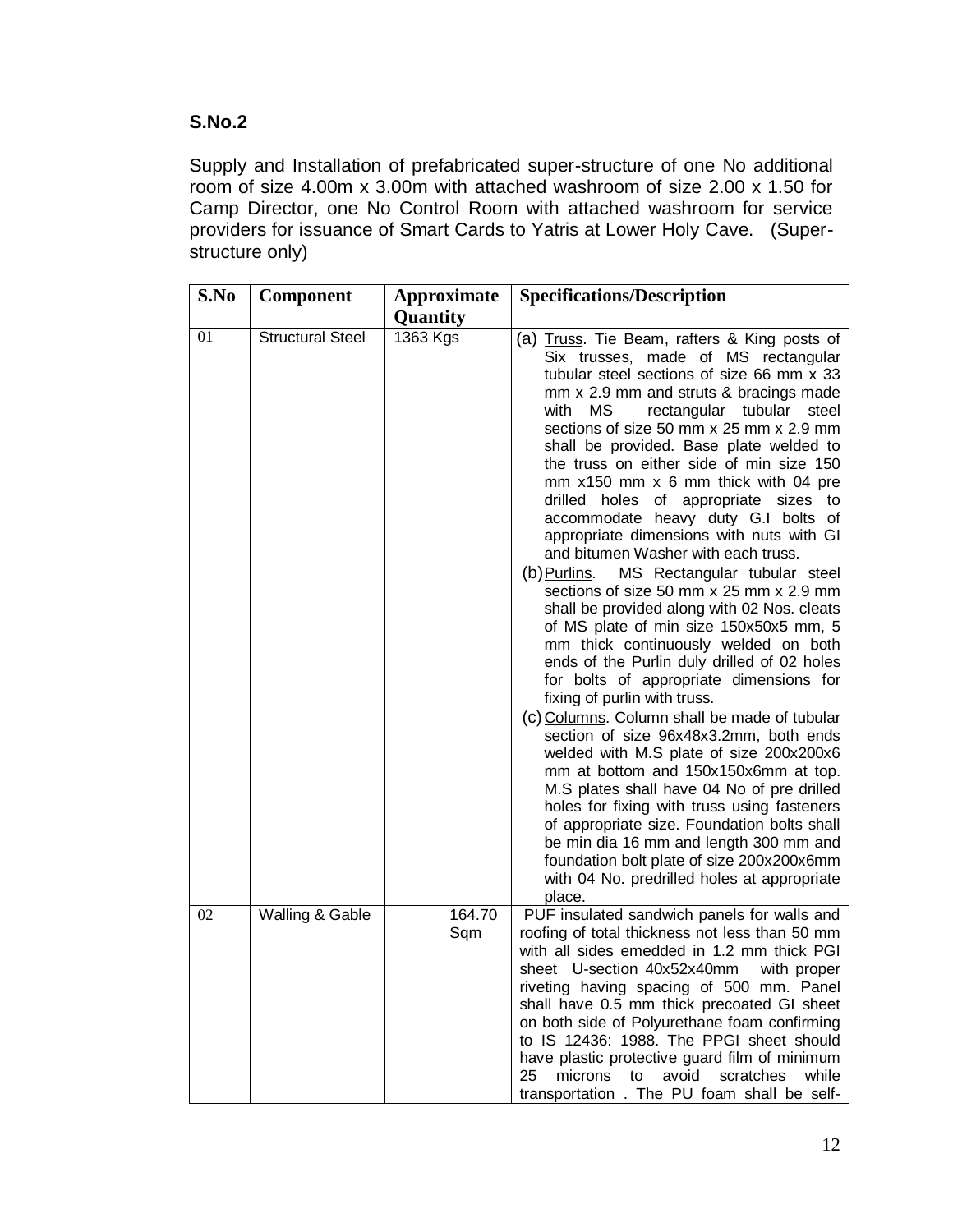**S.No.2**

Supply and Installation of prefabricated super-structure of one No additional room of size 4.00m x 3.00m with attached washroom of size 2.00 x 1.50 for Camp Director, one No Control Room with attached washroom for service providers for issuance of Smart Cards to Yatris at Lower Holy Cave. (Super-structure only)

| S.No | Component | Approximate Quantity | Specifications/Description |
|---|---|---|---|
| 01 | Structural Steel | 1363 Kgs | (a) Truss. Tie Beam, rafters & King posts of Six trusses, made of MS rectangular tubular steel sections of size 66 mm x 33 mm x 2.9 mm and struts & bracings made with MS rectangular tubular steel sections of size 50 mm x 25 mm x 2.9 mm shall be provided. Base plate welded to the truss on either side of min size 150 mm x150 mm x 6 mm thick with 04 pre drilled holes of appropriate sizes to accommodate heavy duty G.I bolts of appropriate dimensions with nuts with GI and bitumen Washer with each truss.<br>(b) Purlins. MS Rectangular tubular steel sections of size 50 mm x 25 mm x 2.9 mm shall be provided along with 02 Nos. cleats of MS plate of min size 150x50x5 mm, 5 mm thick continuously welded on both ends of the Purlin duly drilled of 02 holes for bolts of appropriate dimensions for fixing of purlin with truss.<br>(c) Columns. Column shall be made of tubular section of size 96x48x3.2mm, both ends welded with M.S plate of size 200x200x6 mm at bottom and 150x150x6mm at top. M.S plates shall have 04 No of pre drilled holes for fixing with truss using fasteners of appropriate size. Foundation bolts shall be min dia 16 mm and length 300 mm and foundation bolt plate of size 200x200x6mm with 04 No. predrilled holes at appropriate place. |
| 02 | Walling & Gable | 164.70 Sqm | PUF insulated sandwich panels for walls and roofing of total thickness not less than 50 mm with all sides emedded in 1.2 mm thick PGI sheet U-section 40x52x40mm with proper riveting having spacing of 500 mm. Panel shall have 0.5 mm thick precoated GI sheet on both side of Polyurethane foam confirming to IS 12436: 1988. The PPGI sheet should have plastic protective guard film of minimum 25 microns to avoid scratches while transportation . The PU foam shall be self- |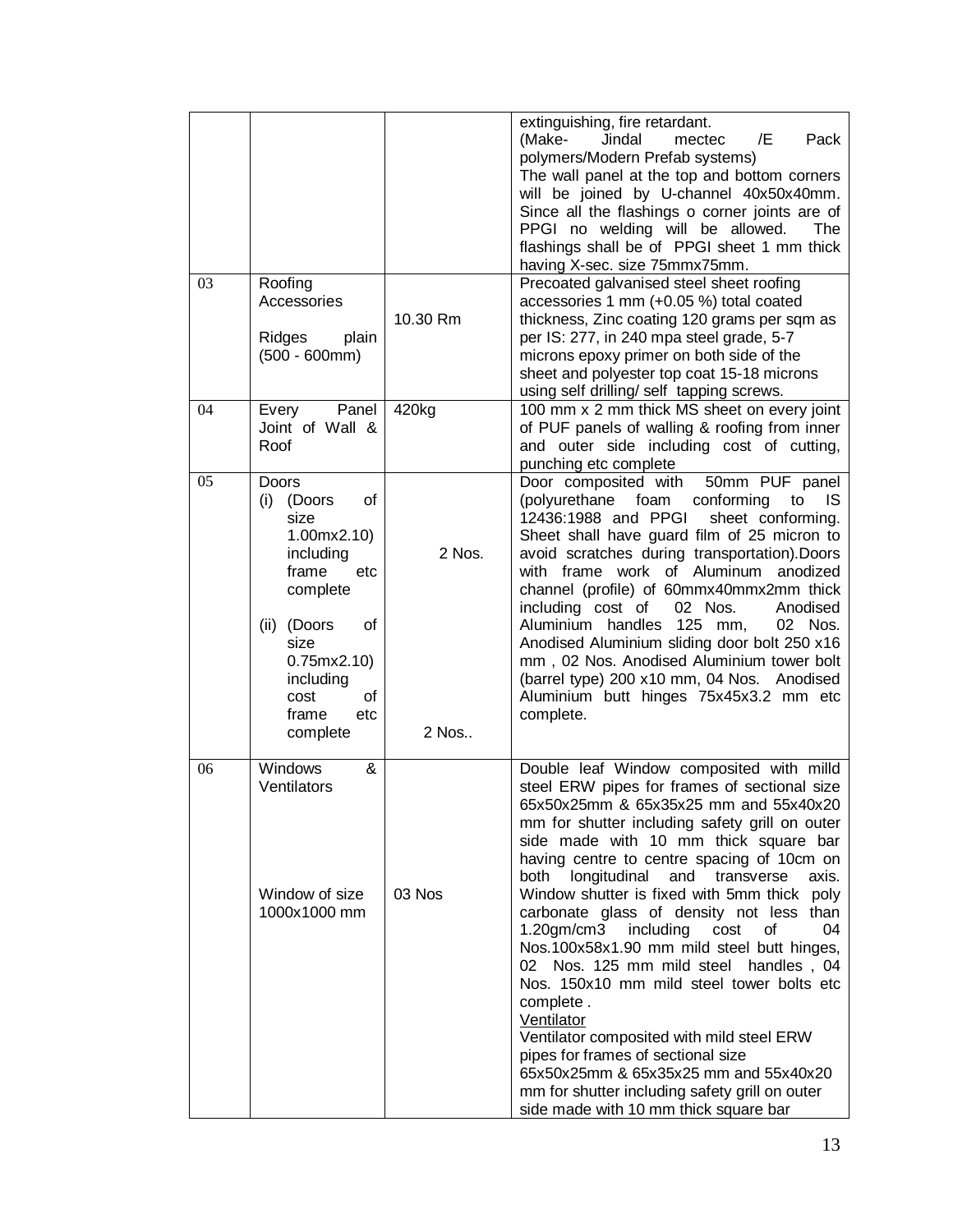|  |  |  |  |
|---|---|---|---|
|  |  |  | extinguishing, fire retardant. (Make- Jindal mectec /E Pack polymers/Modern Prefab systems) The wall panel at the top and bottom corners will be joined by U-channel 40x50x40mm. Since all the flashings o corner joints are of PPGI no welding will be allowed. The flashings shall be of PPGI sheet 1 mm thick having X-sec. size 75mmx75mm. |
| 03 | Roofing Accessories<br><br>Ridges plain (500 - 600mm) | 10.30 Rm | Precoated galvanised steel sheet roofing accessories 1 mm (+0.05 %) total coated thickness, Zinc coating 120 grams per sqm as per IS: 277, in 240 mpa steel grade, 5-7 microns epoxy primer on both side of the sheet and polyester top coat 15-18 microns using self drilling/ self tapping screws. |
| 04 | Every Panel Joint of Wall & Roof | 420kg | 100 mm x 2 mm thick MS sheet on every joint of PUF panels of walling & roofing from inner and outer side including cost of cutting, punching etc complete |
| 05 | Doors<br>(i) (Doors of size 1.00mx2.10) including frame etc complete<br><br>(ii) (Doors of size 0.75mx2.10) including cost of frame etc complete | 2 Nos.<br><br><br><br><br><br>2 Nos.. | Door composited with 50mm PUF panel (polyurethane foam conforming to IS 12436:1988 and PPGI sheet conforming. Sheet shall have guard film of 25 micron to avoid scratches during transportation).Doors with frame work of Aluminum anodized channel (profile) of 60mmx40mmx2mm thick including cost of 02 Nos. Anodised Aluminium handles 125 mm, 02 Nos. Anodised Aluminium sliding door bolt 250 x16 mm , 02 Nos. Anodised Aluminium tower bolt (barrel type) 200 x10 mm, 04 Nos. Anodised Aluminium butt hinges 75x45x3.2 mm etc complete. |
| 06 | Windows & Ventilators<br><br><br><br><br>Window of size 1000x1000 mm | <br><br><br><br><br><br>03 Nos | Double leaf Window composited with milld steel ERW pipes for frames of sectional size 65x50x25mm & 65x35x25 mm and 55x40x20 mm for shutter including safety grill on outer side made with 10 mm thick square bar having centre to centre spacing of 10cm on both longitudinal and transverse axis. Window shutter is fixed with 5mm thick poly carbonate glass of density not less than 1.20gm/cm3 including cost of 04 Nos.100x58x1.90 mm mild steel butt hinges, 02 Nos. 125 mm mild steel handles , 04 Nos. 150x10 mm mild steel tower bolts etc complete .<br>Ventilator<br>Ventilator composited with mild steel ERW pipes for frames of sectional size 65x50x25mm & 65x35x25 mm and 55x40x20 mm for shutter including safety grill on outer side made with 10 mm thick square bar |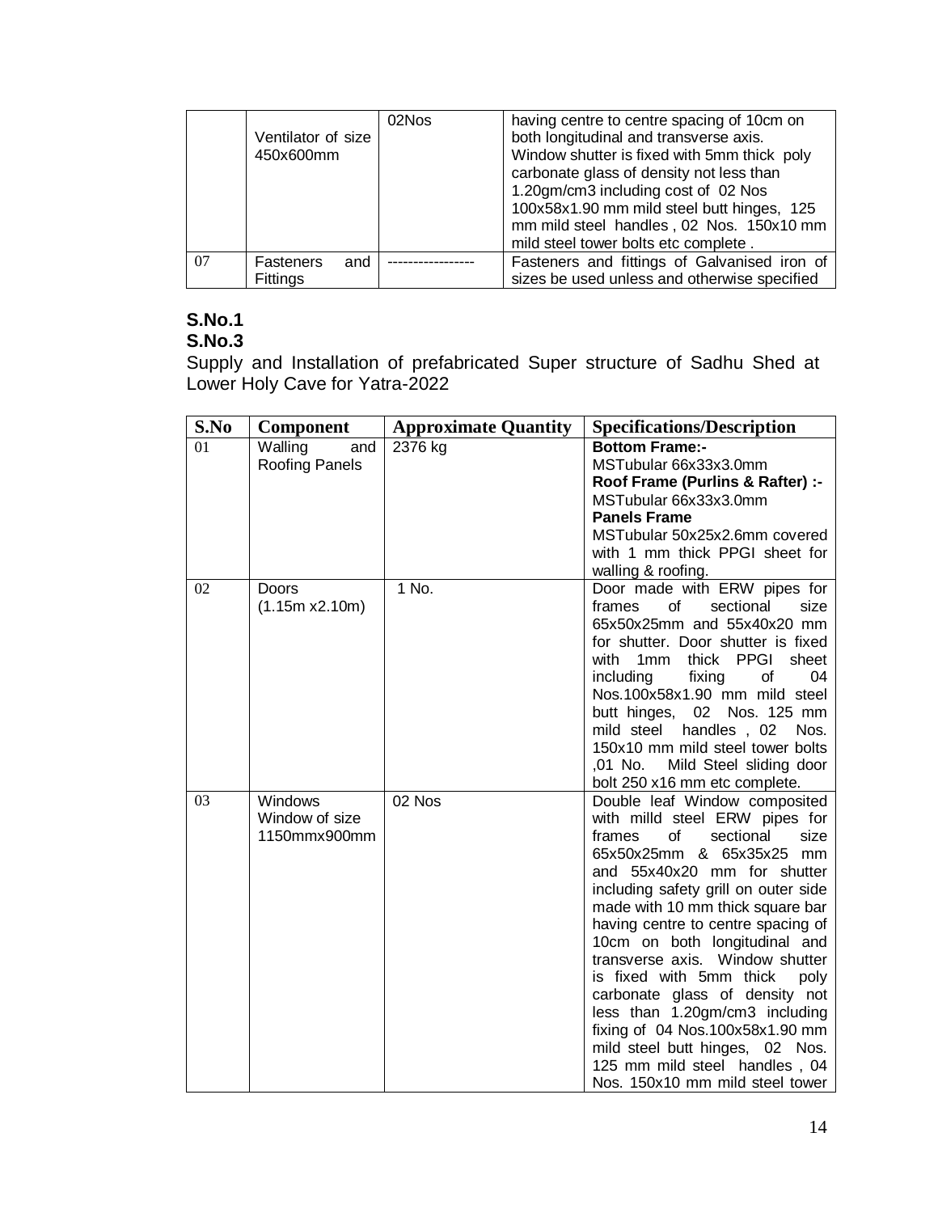|  | Ventilator of size 450x600mm | 02Nos | having centre to centre spacing of 10cm on both longitudinal and transverse axis. Window shutter is fixed with 5mm thick poly carbonate glass of density not less than 1.20gm/cm3 including cost of 02 Nos 100x58x1.90 mm mild steel butt hinges, 125 mm mild steel handles , 02 Nos. 150x10 mm mild steel tower bolts etc complete . |
|---|---|---|---|
| 07 | Fasteners and Fittings | ----------------- | Fasteners and fittings of Galvanised iron of sizes be used unless and otherwise specified |

**S.No.1**

**S.No.3**

Supply and Installation of prefabricated Super structure of Sadhu Shed at Lower Holy Cave for Yatra-2022

| S.No | Component | Approximate Quantity | Specifications/Description |
|---|---|---|---|
| 01 | Walling and Roofing Panels | 2376 kg | **Bottom Frame:-** MSTubular 66x33x3.0mm **Roof Frame (Purlins & Rafter) :-** MSTubular 66x33x3.0mm **Panels Frame** MSTubular 50x25x2.6mm covered with 1 mm thick PPGI sheet for walling & roofing. |
| 02 | Doors (1.15m x2.10m) | 1 No. | Door made with ERW pipes for frames of sectional size 65x50x25mm and 55x40x20 mm for shutter. Door shutter is fixed with 1mm thick PPGI sheet including fixing of 04 Nos.100x58x1.90 mm mild steel butt hinges, 02 Nos. 125 mm mild steel handles , 02 Nos. 150x10 mm mild steel tower bolts ,01 No. Mild Steel sliding door bolt 250 x16 mm etc complete. |
| 03 | Windows Window of size 1150mmx900mm | 02 Nos | Double leaf Window composited with milld steel ERW pipes for frames of sectional size 65x50x25mm & 65x35x25 mm and 55x40x20 mm for shutter including safety grill on outer side made with 10 mm thick square bar having centre to centre spacing of 10cm on both longitudinal and transverse axis. Window shutter is fixed with 5mm thick poly carbonate glass of density not less than 1.20gm/cm3 including fixing of 04 Nos.100x58x1.90 mm mild steel butt hinges, 02 Nos. 125 mm mild steel handles , 04 Nos. 150x10 mm mild steel tower |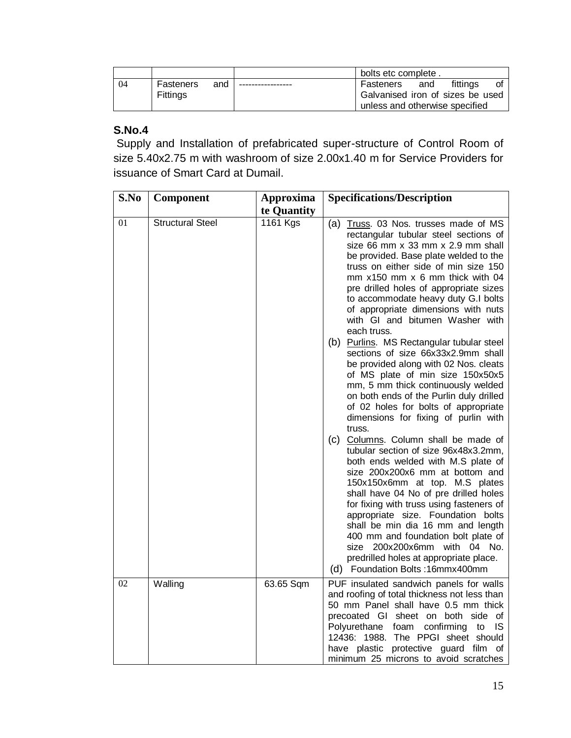| | | | bolts etc complete . |
|---|---|---|---|
| 04 | Fasteners and Fittings | ----------------- | Fasteners and fittings of Galvanised iron of sizes be used unless and otherwise specified |

**S.No.4**

Supply and Installation of prefabricated super-structure of Control Room of size 5.40x2.75 m with washroom of size 2.00x1.40 m for Service Providers for issuance of Smart Card at Dumail.

| S.No | Component | Approximate Quantity | Specifications/Description |
|---|---|---|---|
| 01 | Structural Steel | 1161 Kgs | (a) Truss. 03 Nos. trusses made of MS rectangular tubular steel sections of size 66 mm x 33 mm x 2.9 mm shall be provided. Base plate welded to the truss on either side of min size 150 mm x150 mm x 6 mm thick with 04 pre drilled holes of appropriate sizes to accommodate heavy duty G.I bolts of appropriate dimensions with nuts with GI and bitumen Washer with each truss.<br>(b) Purlins. MS Rectangular tubular steel sections of size 66x33x2.9mm shall be provided along with 02 Nos. cleats of MS plate of min size 150x50x5 mm, 5 mm thick continuously welded on both ends of the Purlin duly drilled of 02 holes for bolts of appropriate dimensions for fixing of purlin with truss.<br>(c) Columns. Column shall be made of tubular section of size 96x48x3.2mm, both ends welded with M.S plate of size 200x200x6 mm at bottom and 150x150x6mm at top. M.S plates shall have 04 No of pre drilled holes for fixing with truss using fasteners of appropriate size. Foundation bolts shall be min dia 16 mm and length 400 mm and foundation bolt plate of size 200x200x6mm with 04 No. predrilled holes at appropriate place.<br>(d) Foundation Bolts :16mmx400mm |
| 02 | Walling | 63.65 Sqm | PUF insulated sandwich panels for walls and roofing of total thickness not less than 50 mm Panel shall have 0.5 mm thick precoated GI sheet on both side of Polyurethane foam confirming to IS 12436: 1988. The PPGI sheet should have plastic protective guard film of minimum 25 microns to avoid scratches |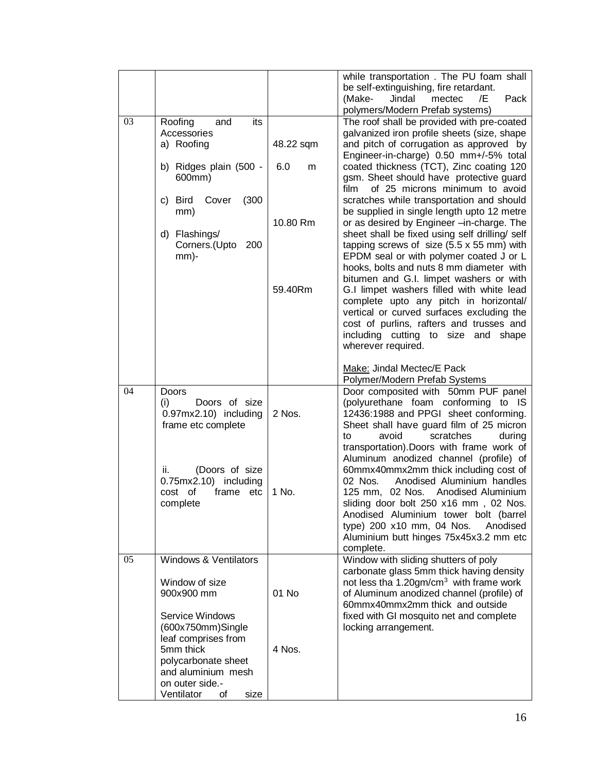| | | | |
|---|---|---|---|
| | | | while transportation . The PU foam shall be self-extinguishing, fire retardant. (Make- Jindal mectec /E Pack polymers/Modern Prefab systems) |
| 03 | Roofing and its Accessories<br>a) Roofing<br>b) Ridges plain (500 - 600mm)<br>c) Bird Cover (300 mm)<br>d) Flashings/ Corners.(Upto 200 mm)- | 48.22 sqm<br>6.0 m<br>10.80 Rm<br>59.40Rm | The roof shall be provided with pre-coated galvanized iron profile sheets (size, shape and pitch of corrugation as approved by Engineer-in-charge) 0.50 mm+/-5% total coated thickness (TCT), Zinc coating 120 gsm. Sheet should have protective guard film of 25 microns minimum to avoid scratches while transportation and should be supplied in single length upto 12 metre or as desired by Engineer –in-charge. The sheet shall be fixed using self drilling/ self tapping screws of size (5.5 x 55 mm) with EPDM seal or with polymer coated J or L hooks, bolts and nuts 8 mm diameter with bitumen and G.I. limpet washers or with G.I limpet washers filled with white lead complete upto any pitch in horizontal/ vertical or curved surfaces excluding the cost of purlins, rafters and trusses and including cutting to size and shape wherever required.<br><br>Make: Jindal Mectec/E Pack Polymer/Modern Prefab Systems |
| 04 | Doors<br>(i) Doors of size 0.97mx2.10) including frame etc complete<br><br>ii. (Doors of size 0.75mx2.10) including cost of frame etc complete | 2 Nos.<br><br>1 No. | Door composited with 50mm PUF panel (polyurethane foam conforming to IS 12436:1988 and PPGI sheet conforming. Sheet shall have guard film of 25 micron to avoid scratches during transportation).Doors with frame work of Aluminum anodized channel (profile) of 60mmx40mmx2mm thick including cost of 02 Nos. Anodised Aluminium handles 125 mm, 02 Nos. Anodised Aluminium sliding door bolt 250 x16 mm , 02 Nos. Anodised Aluminium tower bolt (barrel type) 200 x10 mm, 04 Nos. Anodised Aluminium butt hinges 75x45x3.2 mm etc complete. |
| 05 | Windows & Ventilators<br><br>Window of size 900x900 mm<br><br>Service Windows (600x750mm)Single leaf comprises from 5mm thick polycarbonate sheet and aluminium mesh on outer side.-<br>Ventilator of size | 01 No<br><br>4 Nos. | Window with sliding shutters of poly carbonate glass 5mm thick having density not less tha 1.20gm/cm$^3$ with frame work of Aluminum anodized channel (profile) of 60mmx40mmx2mm thick and outside fixed with GI mosquito net and complete locking arrangement. |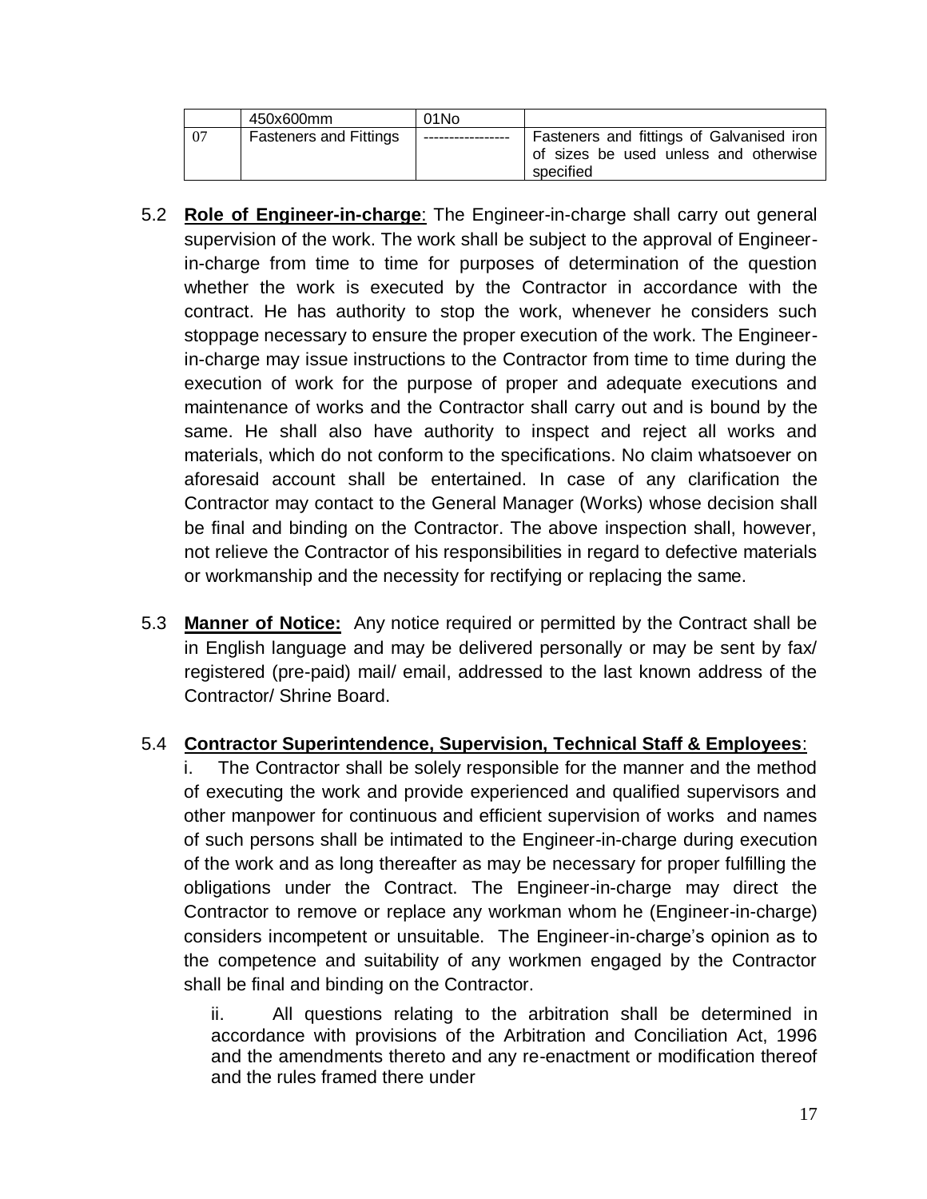|  | 450x600mm | 01No |  |
|---|---|---|---|
| 07 | Fasteners and Fittings | ----------------- | Fasteners and fittings of Galvanised iron of sizes be used unless and otherwise specified |

5.2 **Role of Engineer-in-charge**: The Engineer-in-charge shall carry out general supervision of the work. The work shall be subject to the approval of Engineer-in-charge from time to time for purposes of determination of the question whether the work is executed by the Contractor in accordance with the contract. He has authority to stop the work, whenever he considers such stoppage necessary to ensure the proper execution of the work. The Engineer-in-charge may issue instructions to the Contractor from time to time during the execution of work for the purpose of proper and adequate executions and maintenance of works and the Contractor shall carry out and is bound by the same. He shall also have authority to inspect and reject all works and materials, which do not conform to the specifications. No claim whatsoever on aforesaid account shall be entertained. In case of any clarification the Contractor may contact to the General Manager (Works) whose decision shall be final and binding on the Contractor. The above inspection shall, however, not relieve the Contractor of his responsibilities in regard to defective materials or workmanship and the necessity for rectifying or replacing the same.

5.3 **Manner of Notice:** Any notice required or permitted by the Contract shall be in English language and may be delivered personally or may be sent by fax/ registered (pre-paid) mail/ email, addressed to the last known address of the Contractor/ Shrine Board.

5.4 **Contractor Superintendence, Supervision, Technical Staff & Employees**:

i. The Contractor shall be solely responsible for the manner and the method of executing the work and provide experienced and qualified supervisors and other manpower for continuous and efficient supervision of works and names of such persons shall be intimated to the Engineer-in-charge during execution of the work and as long thereafter as may be necessary for proper fulfilling the obligations under the Contract. The Engineer-in-charge may direct the Contractor to remove or replace any workman whom he (Engineer-in-charge) considers incompetent or unsuitable. The Engineer-in-charge's opinion as to the competence and suitability of any workmen engaged by the Contractor shall be final and binding on the Contractor.

ii. All questions relating to the arbitration shall be determined in accordance with provisions of the Arbitration and Conciliation Act, 1996 and the amendments thereto and any re-enactment or modification thereof and the rules framed there under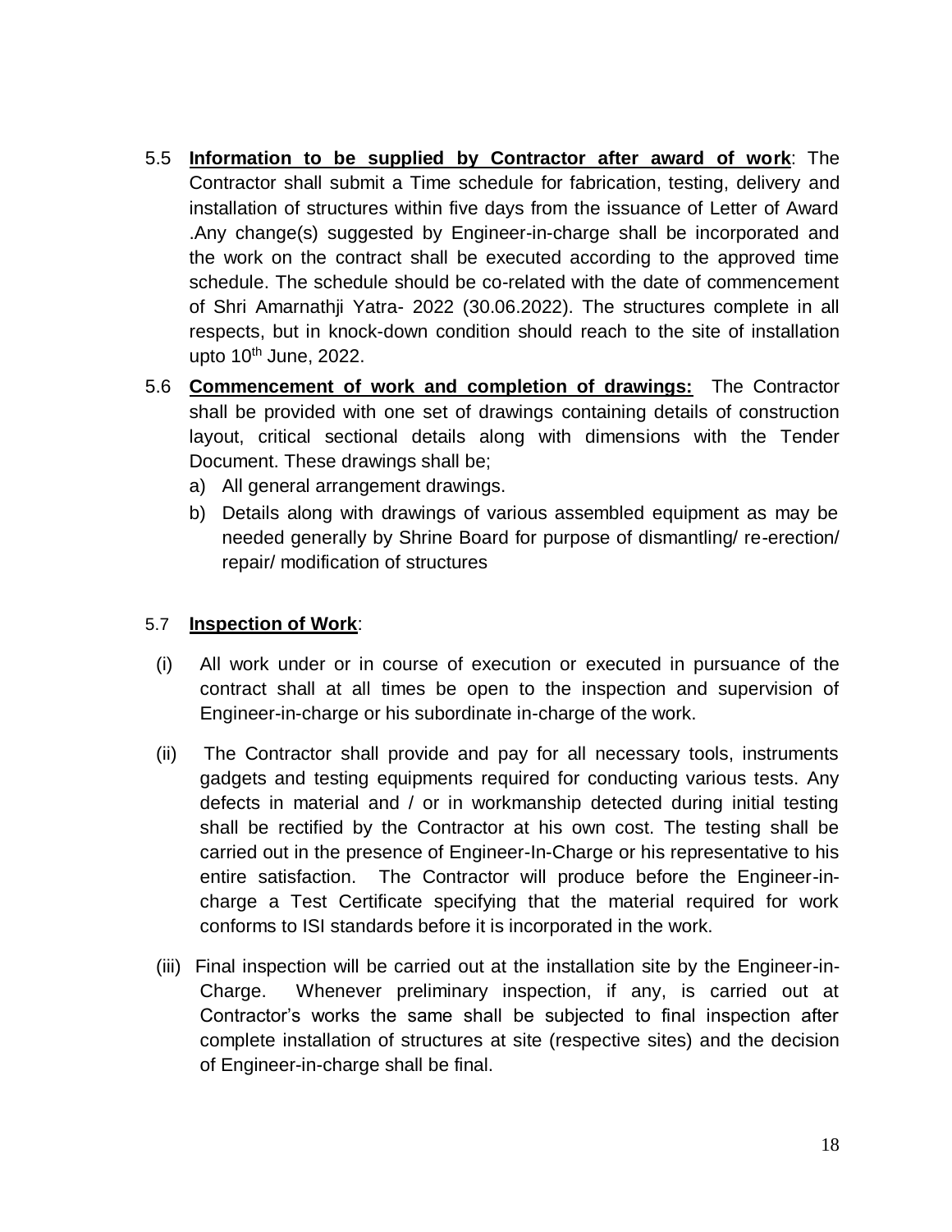5.5 **Information to be supplied by Contractor after award of work**: The Contractor shall submit a Time schedule for fabrication, testing, delivery and installation of structures within five days from the issuance of Letter of Award .Any change(s) suggested by Engineer-in-charge shall be incorporated and the work on the contract shall be executed according to the approved time schedule. The schedule should be co-related with the date of commencement of Shri Amarnathji Yatra- 2022 (30.06.2022). The structures complete in all respects, but in knock-down condition should reach to the site of installation upto 10th June, 2022.

5.6 **Commencement of work and completion of drawings:** The Contractor shall be provided with one set of drawings containing details of construction layout, critical sectional details along with dimensions with the Tender Document. These drawings shall be;

a) All general arrangement drawings.

b) Details along with drawings of various assembled equipment as may be needed generally by Shrine Board for purpose of dismantling/ re-erection/ repair/ modification of structures

5.7 **Inspection of Work**:

(i) All work under or in course of execution or executed in pursuance of the contract shall at all times be open to the inspection and supervision of Engineer-in-charge or his subordinate in-charge of the work.

(ii) The Contractor shall provide and pay for all necessary tools, instruments gadgets and testing equipments required for conducting various tests. Any defects in material and / or in workmanship detected during initial testing shall be rectified by the Contractor at his own cost. The testing shall be carried out in the presence of Engineer-In-Charge or his representative to his entire satisfaction. The Contractor will produce before the Engineer-in-charge a Test Certificate specifying that the material required for work conforms to ISI standards before it is incorporated in the work.

(iii) Final inspection will be carried out at the installation site by the Engineer-in-Charge. Whenever preliminary inspection, if any, is carried out at Contractor's works the same shall be subjected to final inspection after complete installation of structures at site (respective sites) and the decision of Engineer-in-charge shall be final.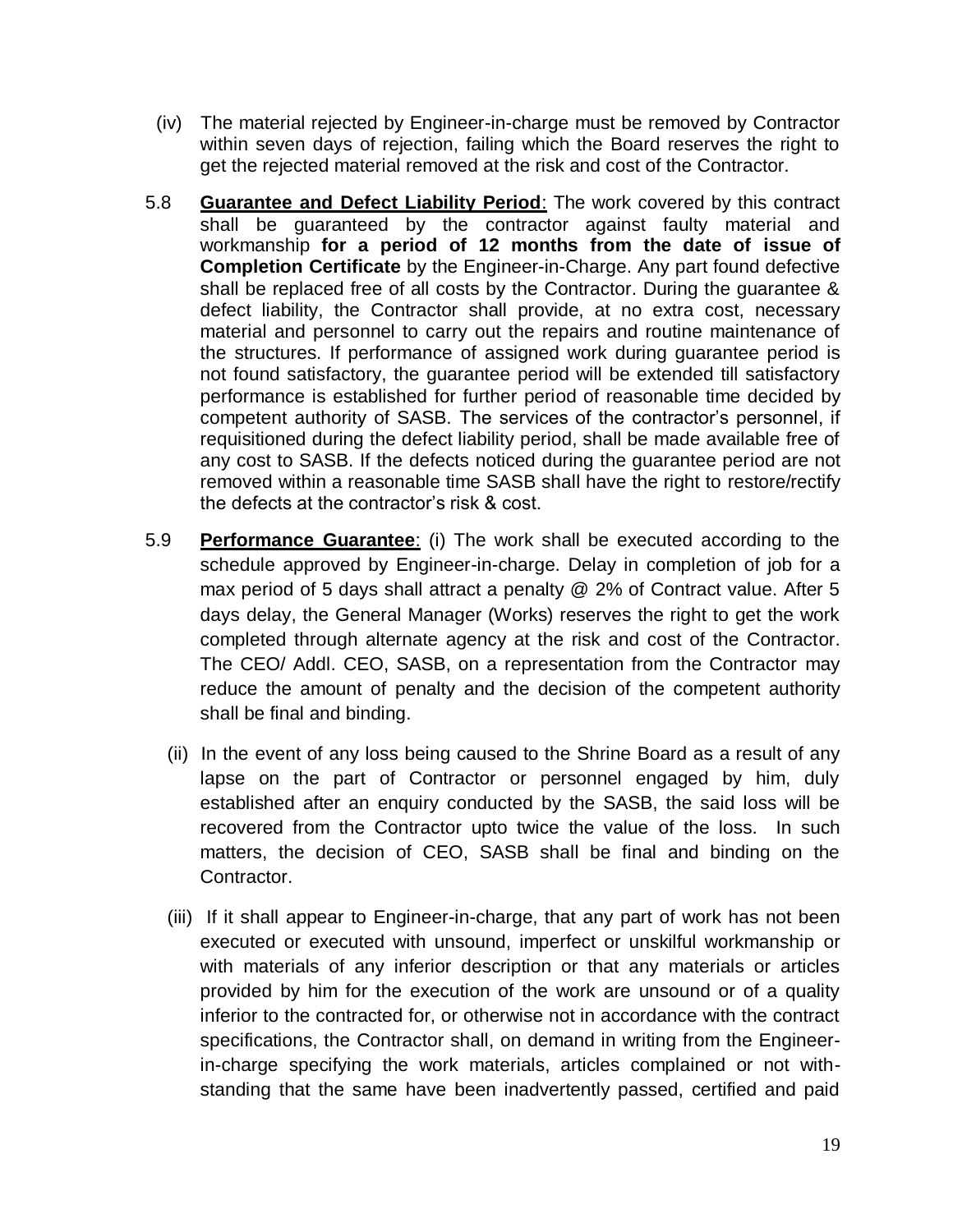(iv) The material rejected by Engineer-in-charge must be removed by Contractor within seven days of rejection, failing which the Board reserves the right to get the rejected material removed at the risk and cost of the Contractor.

5.8 **<u>Guarantee and Defect Liability Period</u>**: The work covered by this contract shall be guaranteed by the contractor against faulty material and workmanship **for a period of 12 months from the date of issue of Completion Certificate** by the Engineer-in-Charge. Any part found defective shall be replaced free of all costs by the Contractor. During the guarantee & defect liability, the Contractor shall provide, at no extra cost, necessary material and personnel to carry out the repairs and routine maintenance of the structures. If performance of assigned work during guarantee period is not found satisfactory, the guarantee period will be extended till satisfactory performance is established for further period of reasonable time decided by competent authority of SASB. The services of the contractor's personnel, if requisitioned during the defect liability period, shall be made available free of any cost to SASB. If the defects noticed during the guarantee period are not removed within a reasonable time SASB shall have the right to restore/rectify the defects at the contractor's risk & cost.

5.9 **<u>Performance Guarantee</u>**: (i) The work shall be executed according to the schedule approved by Engineer-in-charge. Delay in completion of job for a max period of 5 days shall attract a penalty @ 2% of Contract value. After 5 days delay, the General Manager (Works) reserves the right to get the work completed through alternate agency at the risk and cost of the Contractor. The CEO/ Addl. CEO, SASB, on a representation from the Contractor may reduce the amount of penalty and the decision of the competent authority shall be final and binding.

(ii) In the event of any loss being caused to the Shrine Board as a result of any lapse on the part of Contractor or personnel engaged by him, duly established after an enquiry conducted by the SASB, the said loss will be recovered from the Contractor upto twice the value of the loss. In such matters, the decision of CEO, SASB shall be final and binding on the Contractor.

(iii) If it shall appear to Engineer-in-charge, that any part of work has not been executed or executed with unsound, imperfect or unskilful workmanship or with materials of any inferior description or that any materials or articles provided by him for the execution of the work are unsound or of a quality inferior to the contracted for, or otherwise not in accordance with the contract specifications, the Contractor shall, on demand in writing from the Engineer-in-charge specifying the work materials, articles complained or not with-standing that the same have been inadvertently passed, certified and paid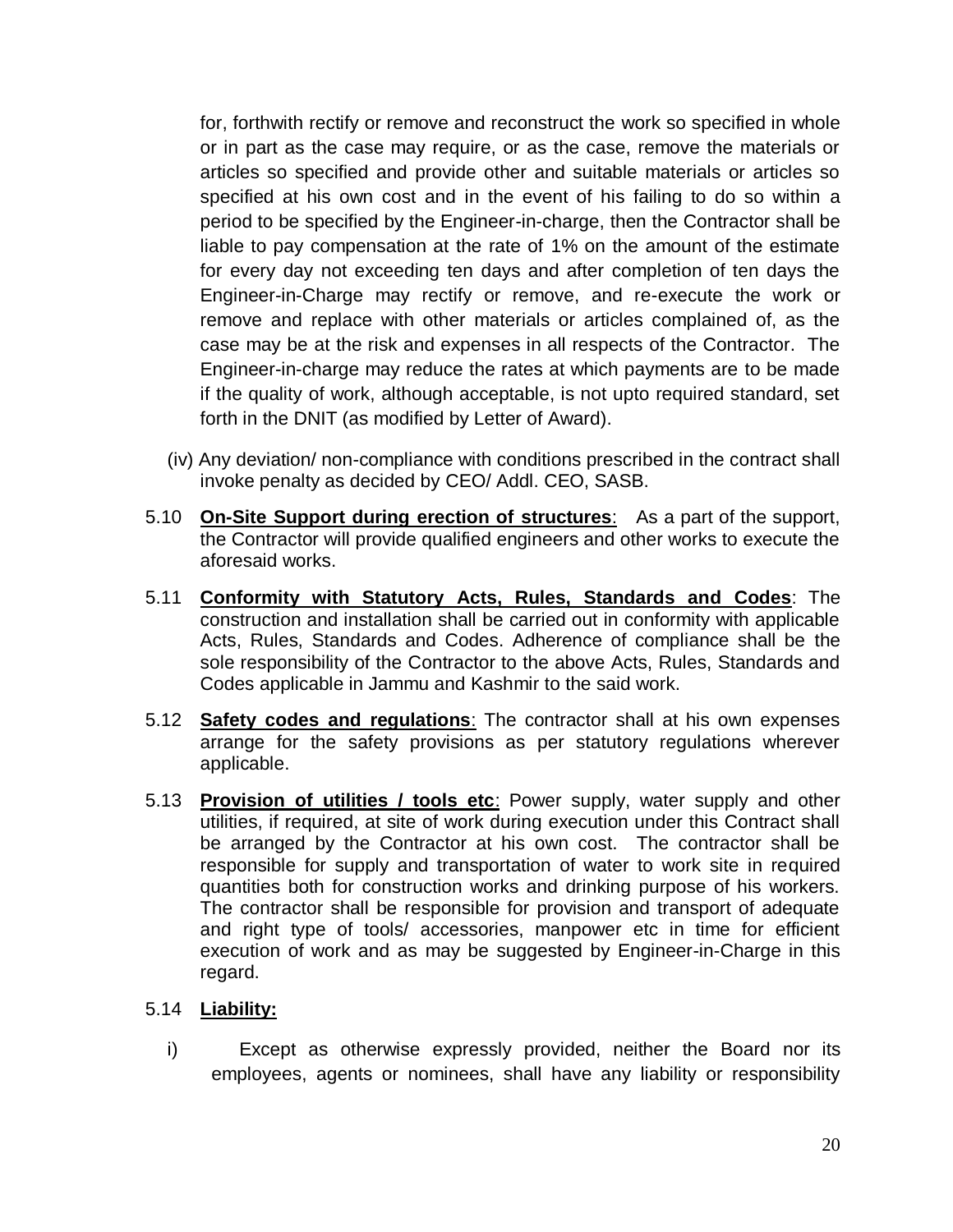for, forthwith rectify or remove and reconstruct the work so specified in whole or in part as the case may require, or as the case, remove the materials or articles so specified and provide other and suitable materials or articles so specified at his own cost and in the event of his failing to do so within a period to be specified by the Engineer-in-charge, then the Contractor shall be liable to pay compensation at the rate of 1% on the amount of the estimate for every day not exceeding ten days and after completion of ten days the Engineer-in-Charge may rectify or remove, and re-execute the work or remove and replace with other materials or articles complained of, as the case may be at the risk and expenses in all respects of the Contractor. The Engineer-in-charge may reduce the rates at which payments are to be made if the quality of work, although acceptable, is not upto required standard, set forth in the DNIT (as modified by Letter of Award).

(iv) Any deviation/ non-compliance with conditions prescribed in the contract shall invoke penalty as decided by CEO/ Addl. CEO, SASB.

5.10 **On-Site Support during erection of structures**: As a part of the support, the Contractor will provide qualified engineers and other works to execute the aforesaid works.

5.11 **Conformity with Statutory Acts, Rules, Standards and Codes**: The construction and installation shall be carried out in conformity with applicable Acts, Rules, Standards and Codes. Adherence of compliance shall be the sole responsibility of the Contractor to the above Acts, Rules, Standards and Codes applicable in Jammu and Kashmir to the said work.

5.12 **Safety codes and regulations**: The contractor shall at his own expenses arrange for the safety provisions as per statutory regulations wherever applicable.

5.13 **Provision of utilities / tools etc**: Power supply, water supply and other utilities, if required, at site of work during execution under this Contract shall be arranged by the Contractor at his own cost. The contractor shall be responsible for supply and transportation of water to work site in required quantities both for construction works and drinking purpose of his workers. The contractor shall be responsible for provision and transport of adequate and right type of tools/ accessories, manpower etc in time for efficient execution of work and as may be suggested by Engineer-in-Charge in this regard.

5.14 **Liability:**

i) Except as otherwise expressly provided, neither the Board nor its employees, agents or nominees, shall have any liability or responsibility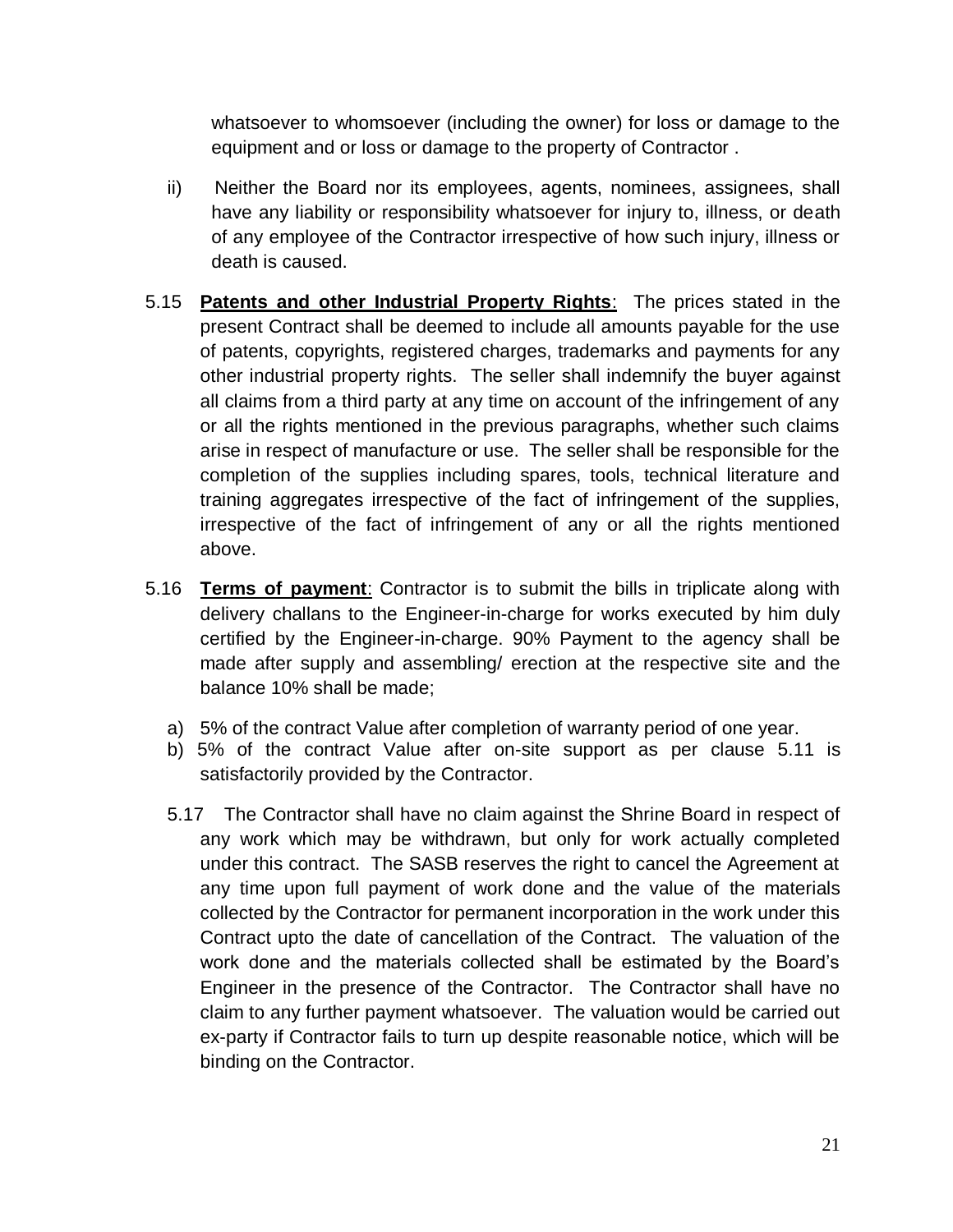whatsoever to whomsoever (including the owner) for loss or damage to the equipment and or loss or damage to the property of Contractor .

ii) Neither the Board nor its employees, agents, nominees, assignees, shall have any liability or responsibility whatsoever for injury to, illness, or death of any employee of the Contractor irrespective of how such injury, illness or death is caused.

5.15 **Patents and other Industrial Property Rights**: The prices stated in the present Contract shall be deemed to include all amounts payable for the use of patents, copyrights, registered charges, trademarks and payments for any other industrial property rights. The seller shall indemnify the buyer against all claims from a third party at any time on account of the infringement of any or all the rights mentioned in the previous paragraphs, whether such claims arise in respect of manufacture or use. The seller shall be responsible for the completion of the supplies including spares, tools, technical literature and training aggregates irrespective of the fact of infringement of the supplies, irrespective of the fact of infringement of any or all the rights mentioned above.

5.16 **Terms of payment**: Contractor is to submit the bills in triplicate along with delivery challans to the Engineer-in-charge for works executed by him duly certified by the Engineer-in-charge. 90% Payment to the agency shall be made after supply and assembling/ erection at the respective site and the balance 10% shall be made;

a) 5% of the contract Value after completion of warranty period of one year.
b) 5% of the contract Value after on-site support as per clause 5.11 is satisfactorily provided by the Contractor.

5.17 The Contractor shall have no claim against the Shrine Board in respect of any work which may be withdrawn, but only for work actually completed under this contract. The SASB reserves the right to cancel the Agreement at any time upon full payment of work done and the value of the materials collected by the Contractor for permanent incorporation in the work under this Contract upto the date of cancellation of the Contract. The valuation of the work done and the materials collected shall be estimated by the Board's Engineer in the presence of the Contractor. The Contractor shall have no claim to any further payment whatsoever. The valuation would be carried out ex-party if Contractor fails to turn up despite reasonable notice, which will be binding on the Contractor.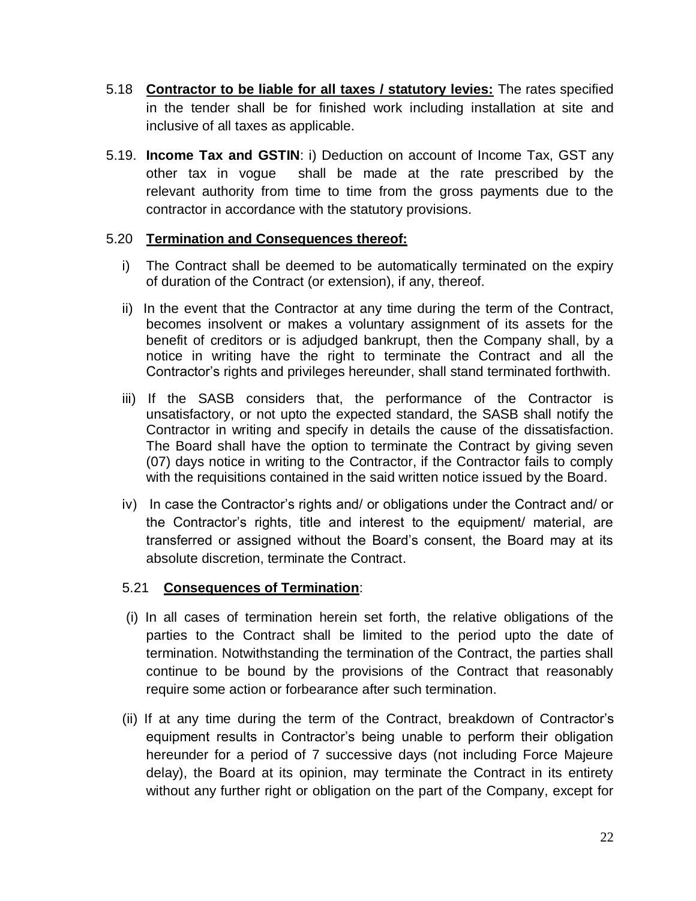5.18 **Contractor to be liable for all taxes / statutory levies:** The rates specified in the tender shall be for finished work including installation at site and inclusive of all taxes as applicable.

5.19. **Income Tax and GSTIN**: i) Deduction on account of Income Tax, GST any other tax in vogue shall be made at the rate prescribed by the relevant authority from time to time from the gross payments due to the contractor in accordance with the statutory provisions.

5.20 **Termination and Consequences thereof:**

i) The Contract shall be deemed to be automatically terminated on the expiry of duration of the Contract (or extension), if any, thereof.

ii) In the event that the Contractor at any time during the term of the Contract, becomes insolvent or makes a voluntary assignment of its assets for the benefit of creditors or is adjudged bankrupt, then the Company shall, by a notice in writing have the right to terminate the Contract and all the Contractor's rights and privileges hereunder, shall stand terminated forthwith.

iii) If the SASB considers that, the performance of the Contractor is unsatisfactory, or not upto the expected standard, the SASB shall notify the Contractor in writing and specify in details the cause of the dissatisfaction. The Board shall have the option to terminate the Contract by giving seven (07) days notice in writing to the Contractor, if the Contractor fails to comply with the requisitions contained in the said written notice issued by the Board.

iv) In case the Contractor's rights and/ or obligations under the Contract and/ or the Contractor's rights, title and interest to the equipment/ material, are transferred or assigned without the Board's consent, the Board may at its absolute discretion, terminate the Contract.

5.21 **Consequences of Termination**:

(i) In all cases of termination herein set forth, the relative obligations of the parties to the Contract shall be limited to the period upto the date of termination. Notwithstanding the termination of the Contract, the parties shall continue to be bound by the provisions of the Contract that reasonably require some action or forbearance after such termination.

(ii) If at any time during the term of the Contract, breakdown of Contractor's equipment results in Contractor's being unable to perform their obligation hereunder for a period of 7 successive days (not including Force Majeure delay), the Board at its opinion, may terminate the Contract in its entirety without any further right or obligation on the part of the Company, except for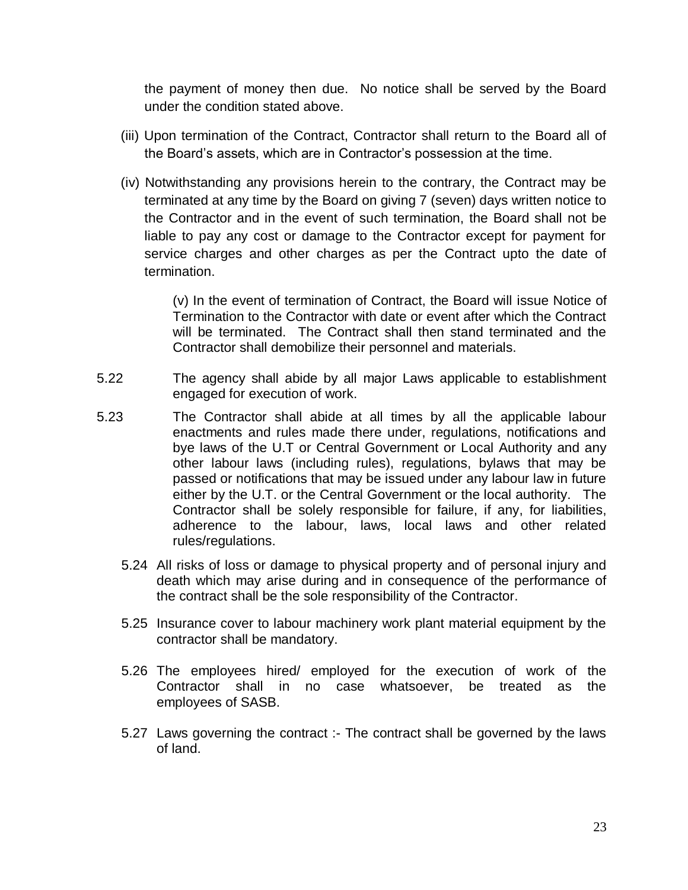the payment of money then due. No notice shall be served by the Board under the condition stated above.

(iii) Upon termination of the Contract, Contractor shall return to the Board all of the Board's assets, which are in Contractor's possession at the time.

(iv) Notwithstanding any provisions herein to the contrary, the Contract may be terminated at any time by the Board on giving 7 (seven) days written notice to the Contractor and in the event of such termination, the Board shall not be liable to pay any cost or damage to the Contractor except for payment for service charges and other charges as per the Contract upto the date of termination.

(v) In the event of termination of Contract, the Board will issue Notice of Termination to the Contractor with date or event after which the Contract will be terminated. The Contract shall then stand terminated and the Contractor shall demobilize their personnel and materials.

5.22 The agency shall abide by all major Laws applicable to establishment engaged for execution of work.

5.23 The Contractor shall abide at all times by all the applicable labour enactments and rules made there under, regulations, notifications and bye laws of the U.T or Central Government or Local Authority and any other labour laws (including rules), regulations, bylaws that may be passed or notifications that may be issued under any labour law in future either by the U.T. or the Central Government or the local authority. The Contractor shall be solely responsible for failure, if any, for liabilities, adherence to the labour, laws, local laws and other related rules/regulations.

5.24 All risks of loss or damage to physical property and of personal injury and death which may arise during and in consequence of the performance of the contract shall be the sole responsibility of the Contractor.

5.25 Insurance cover to labour machinery work plant material equipment by the contractor shall be mandatory.

5.26 The employees hired/ employed for the execution of work of the Contractor shall in no case whatsoever, be treated as the employees of SASB.

5.27 Laws governing the contract :- The contract shall be governed by the laws of land.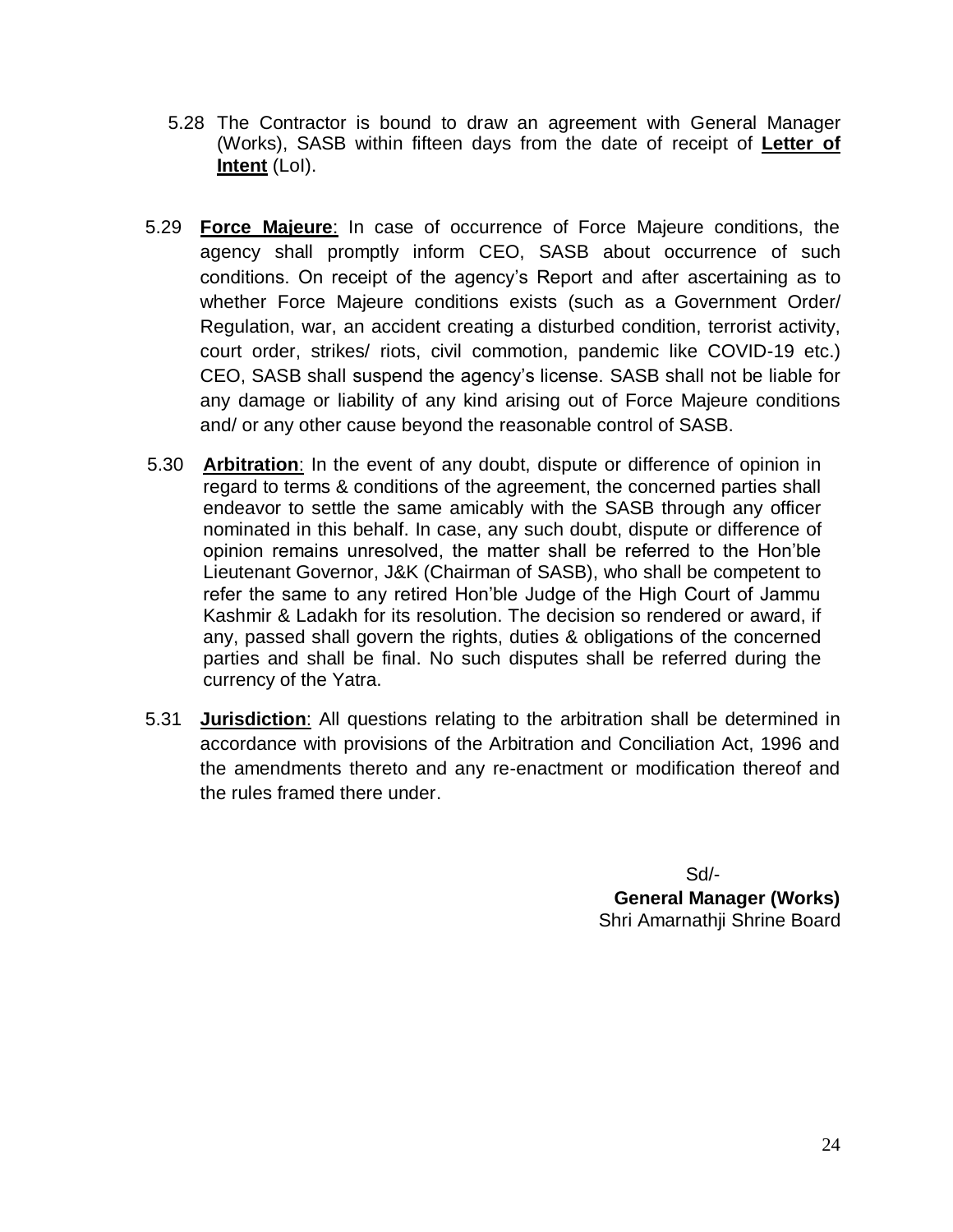5.28 The Contractor is bound to draw an agreement with General Manager (Works), SASB within fifteen days from the date of receipt of **Letter of Intent** (LoI).

5.29 **Force Majeure**: In case of occurrence of Force Majeure conditions, the agency shall promptly inform CEO, SASB about occurrence of such conditions. On receipt of the agency's Report and after ascertaining as to whether Force Majeure conditions exists (such as a Government Order/ Regulation, war, an accident creating a disturbed condition, terrorist activity, court order, strikes/ riots, civil commotion, pandemic like COVID-19 etc.) CEO, SASB shall suspend the agency's license. SASB shall not be liable for any damage or liability of any kind arising out of Force Majeure conditions and/ or any other cause beyond the reasonable control of SASB.

5.30 **Arbitration**: In the event of any doubt, dispute or difference of opinion in regard to terms & conditions of the agreement, the concerned parties shall endeavor to settle the same amicably with the SASB through any officer nominated in this behalf. In case, any such doubt, dispute or difference of opinion remains unresolved, the matter shall be referred to the Hon'ble Lieutenant Governor, J&K (Chairman of SASB), who shall be competent to refer the same to any retired Hon'ble Judge of the High Court of Jammu Kashmir & Ladakh for its resolution. The decision so rendered or award, if any, passed shall govern the rights, duties & obligations of the concerned parties and shall be final. No such disputes shall be referred during the currency of the Yatra.

5.31 **Jurisdiction**: All questions relating to the arbitration shall be determined in accordance with provisions of the Arbitration and Conciliation Act, 1996 and the amendments thereto and any re-enactment or modification thereof and the rules framed there under.

Sd/-
**General Manager (Works)**
Shri Amarnathji Shrine Board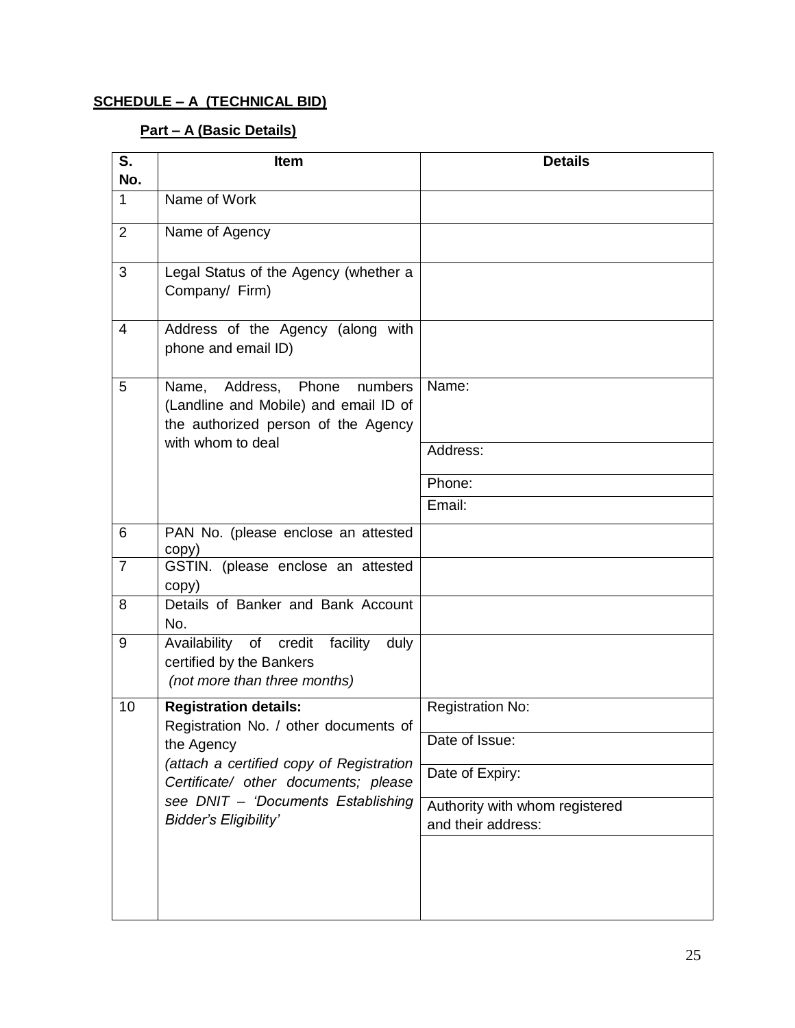**SCHEDULE – A (TECHNICAL BID)**

**Part – A (Basic Details)**

| S. No. | Item | Details |
|---|---|---|
| 1 | Name of Work | |
| 2 | Name of Agency | |
| 3 | Legal Status of the Agency (whether a Company/ Firm) | |
| 4 | Address of the Agency (along with phone and email ID) | |
| 5 | Name, Address, Phone numbers (Landline and Mobile) and email ID of the authorized person of the Agency with whom to deal | Name: |
| | | Address: |
| | | Phone: |
| | | Email: |
| 6 | PAN No. (please enclose an attested copy) | |
| 7 | GSTIN. (please enclose an attested copy) | |
| 8 | Details of Banker and Bank Account No. | |
| 9 | Availability of credit facility duly certified by the Bankers *(not more than three months)* | |
| 10 | **Registration details:** Registration No. / other documents of the Agency *(attach a certified copy of Registration Certificate/ other documents; please see DNIT – 'Documents Establishing Bidder's Eligibility'* | Registration No: |
| | | Date of Issue: |
| | | Date of Expiry: |
| | | Authority with whom registered and their address: |
| | | |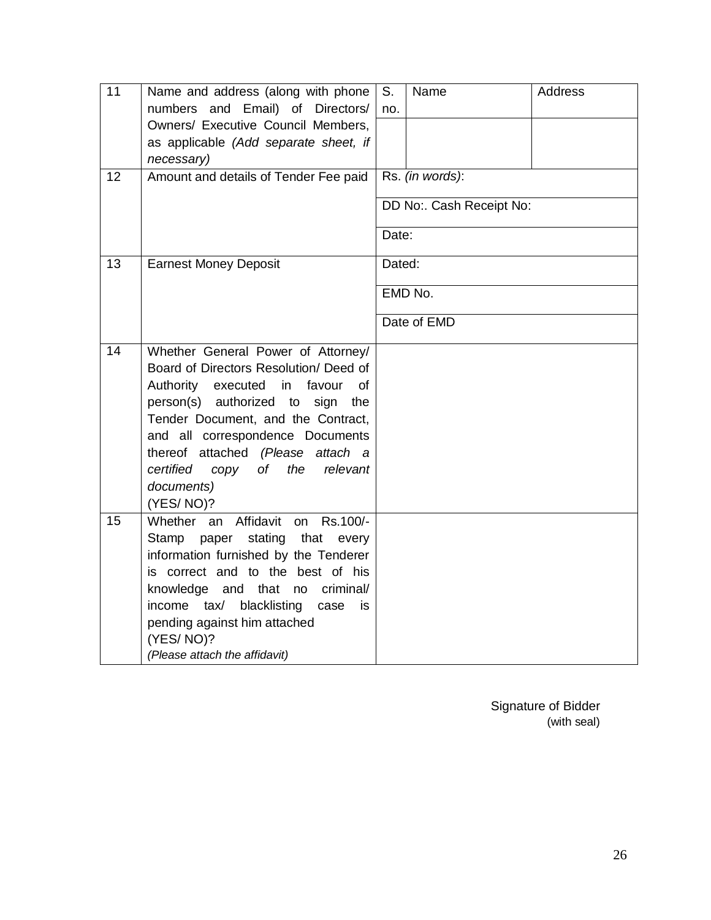| 11 | Name and address (along with phone numbers and Email) of Directors/ Owners/ Executive Council Members, as applicable *(Add separate sheet, if necessary)* | S. no. | Name | Address |
|---|---|---|---|---|
| | | | | |
| 12 | Amount and details of Tender Fee paid | Rs. *(in words)*: | | |
| | | DD No:. Cash Receipt No: | | |
| | | Date: | | |
| 13 | Earnest Money Deposit | Dated: | | |
| | | EMD No. | | |
| | | Date of EMD | | |
| 14 | Whether General Power of Attorney/ Board of Directors Resolution/ Deed of Authority executed in favour of person(s) authorized to sign the Tender Document, and the Contract, and all correspondence Documents thereof attached *(Please attach a certified copy of the relevant documents)* (YES/ NO)? | | | |
| 15 | Whether an Affidavit on Rs.100/- Stamp paper stating that every information furnished by the Tenderer is correct and to the best of his knowledge and that no criminal/ income tax/ blacklisting case is pending against him attached (YES/ NO)? *(Please attach the affidavit)* | | | |

Signature of Bidder
(with seal)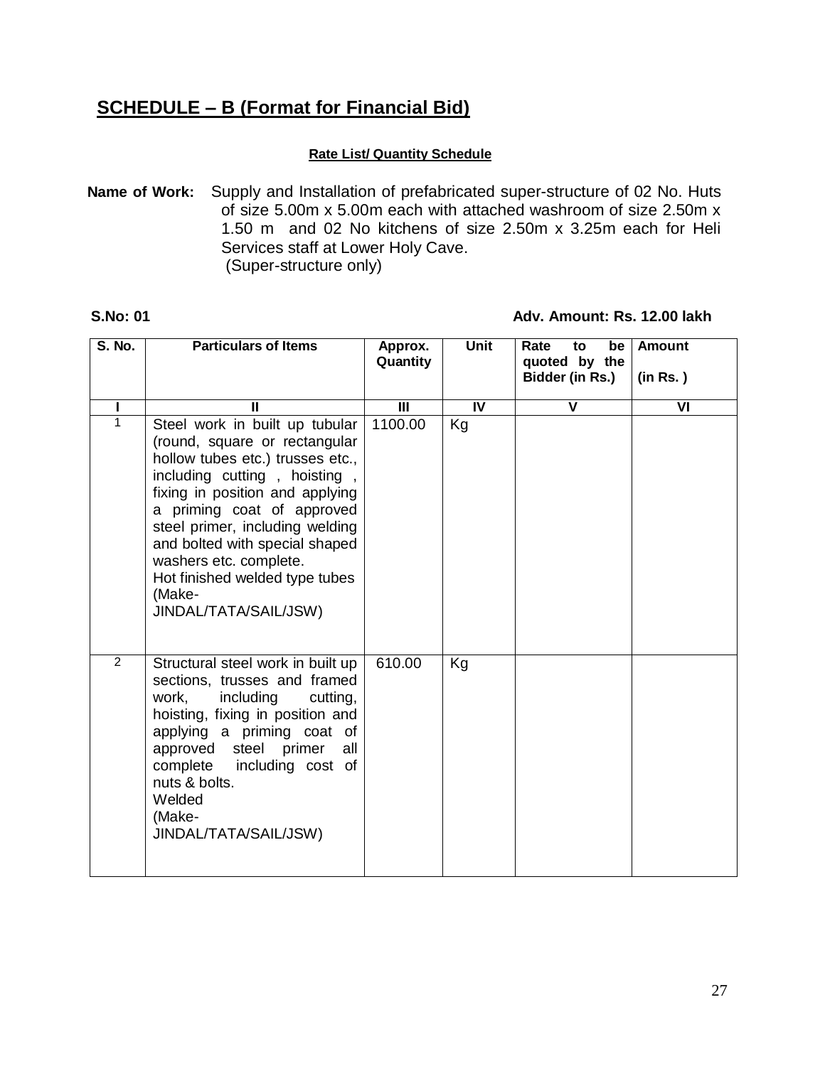## SCHEDULE – B (Format for Financial Bid)

**Rate List/ Quantity Schedule**

**Name of Work:** Supply and Installation of prefabricated super-structure of 02 No. Huts of size 5.00m x 5.00m each with attached washroom of size 2.50m x 1.50 m and 02 No kitchens of size 2.50m x 3.25m each for Heli Services staff at Lower Holy Cave.
(Super-structure only)

**S.No: 01** **Adv. Amount: Rs. 12.00 lakh**

| S. No. | Particulars of Items | Approx. Quantity | Unit | Rate to be quoted by the Bidder (in Rs.) | Amount (in Rs. ) |
|---|---|---|---|---|---|
| I | II | III | IV | V | VI |
| 1 | Steel work in built up tubular (round, square or rectangular hollow tubes etc.) trusses etc., including cutting , hoisting , fixing in position and applying a priming coat of approved steel primer, including welding and bolted with special shaped washers etc. complete. Hot finished welded type tubes (Make- JINDAL/TATA/SAIL/JSW) | 1100.00 | Kg | | |
| 2 | Structural steel work in built up sections, trusses and framed work, including cutting, hoisting, fixing in position and applying a priming coat of approved steel primer all complete including cost of nuts & bolts. Welded (Make- JINDAL/TATA/SAIL/JSW) | 610.00 | Kg | | |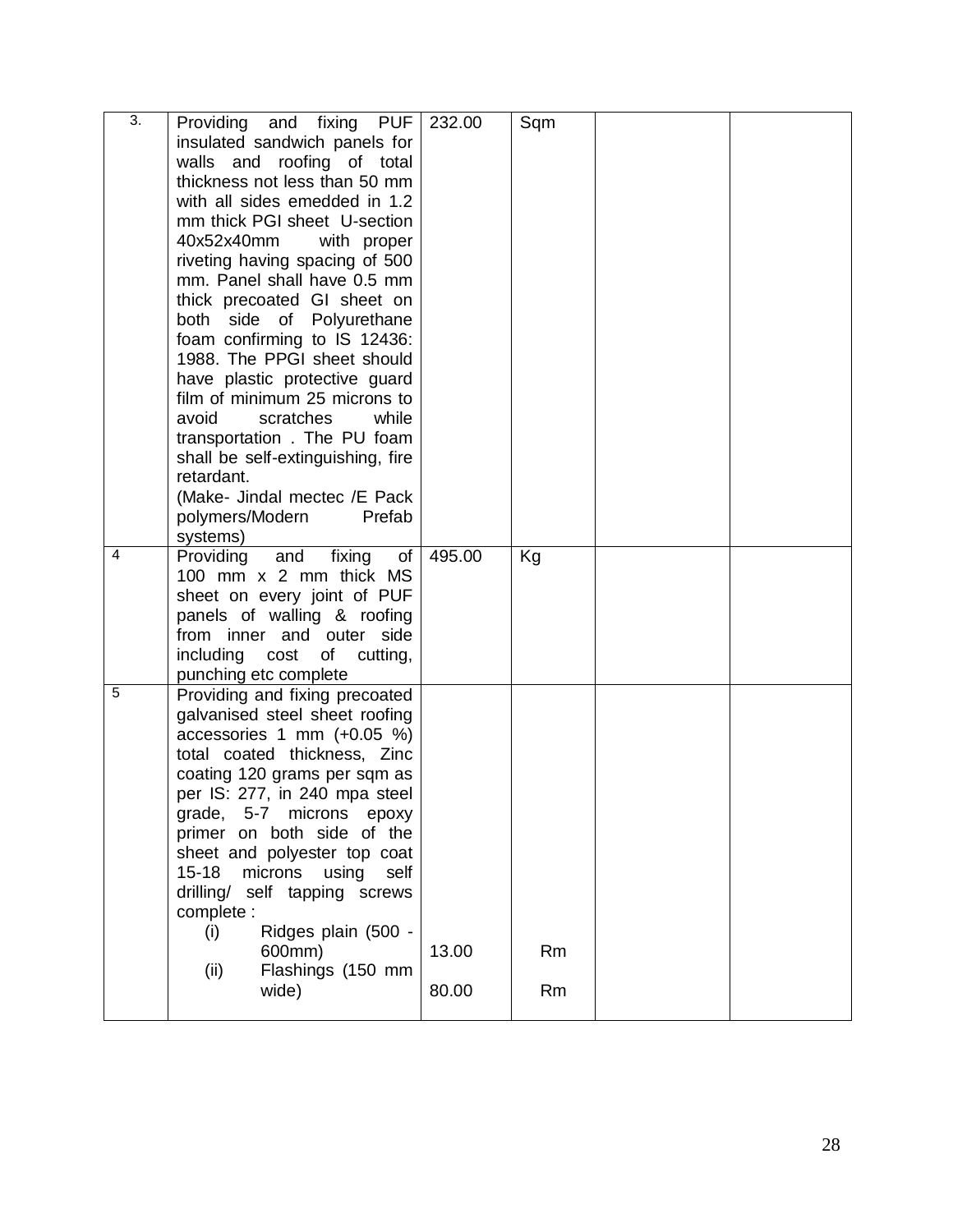| 3. | Providing and fixing PUF insulated sandwich panels for walls and roofing of total thickness not less than 50 mm with all sides emedded in 1.2 mm thick PGI sheet U-section 40x52x40mm with proper riveting having spacing of 500 mm. Panel shall have 0.5 mm thick precoated GI sheet on both side of Polyurethane foam confirming to IS 12436: 1988. The PPGI sheet should have plastic protective guard film of minimum 25 microns to avoid scratches while transportation . The PU foam shall be self-extinguishing, fire retardant.<br>(Make- Jindal mectec /E Pack polymers/Modern Prefab systems) | 232.00 | Sqm | | |
|---|---|---|---|---|---|
| 4 | Providing and fixing of 100 mm x 2 mm thick MS sheet on every joint of PUF panels of walling & roofing from inner and outer side including cost of cutting, punching etc complete | 495.00 | Kg | | |
| 5 | Providing and fixing precoated galvanised steel sheet roofing accessories 1 mm (+0.05 %) total coated thickness, Zinc coating 120 grams per sqm as per IS: 277, in 240 mpa steel grade, 5-7 microns epoxy primer on both side of the sheet and polyester top coat 15-18 microns using self drilling/ self tapping screws complete :<br>(i) Ridges plain (500 - 600mm)<br>(ii) Flashings (150 mm wide) | <br><br>13.00<br>80.00 | <br><br>Rm<br>Rm | | |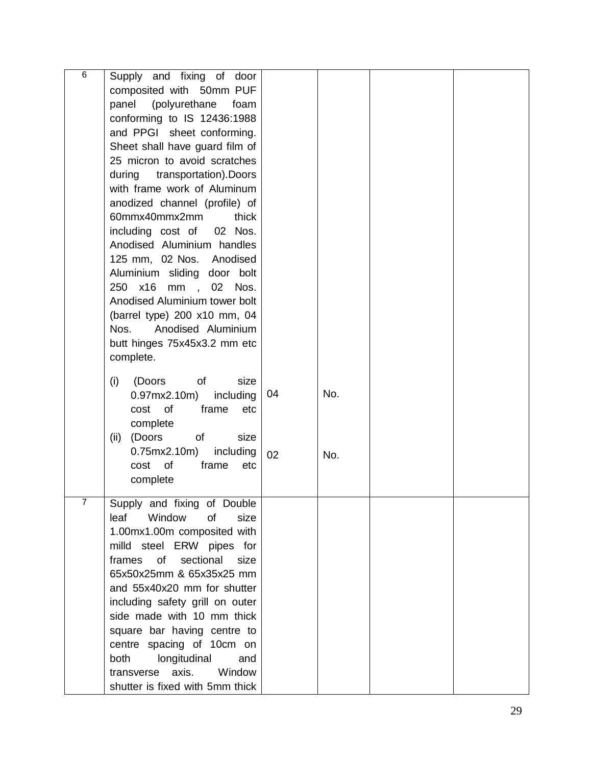| | | | | | |
|---|---|---|---|---|---|
| 6 | Supply and fixing of door composited with 50mm PUF panel (polyurethane foam conforming to IS 12436:1988 and PPGI sheet conforming. Sheet shall have guard film of 25 micron to avoid scratches during transportation).Doors with frame work of Aluminum anodized channel (profile) of 60mmx40mmx2mm thick including cost of 02 Nos. Anodised Aluminium handles 125 mm, 02 Nos. Anodised Aluminium sliding door bolt 250 x16 mm , 02 Nos. Anodised Aluminium tower bolt (barrel type) 200 x10 mm, 04 Nos. Anodised Aluminium butt hinges 75x45x3.2 mm etc complete.<br><br>(i) (Doors of size 0.97mx2.10m) including cost of frame etc complete<br>(ii) (Doors of size 0.75mx2.10m) including cost of frame etc complete | <br><br><br><br><br><br><br><br><br><br><br><br><br><br><br><br><br><br><br>04<br><br><br><br>02 | <br><br><br><br><br><br><br><br><br><br><br><br><br><br><br><br><br><br><br>No.<br><br><br><br>No. | | |
| 7 | Supply and fixing of Double leaf Window of size 1.00mx1.00m composited with milld steel ERW pipes for frames of sectional size 65x50x25mm & 65x35x25 mm and 55x40x20 mm for shutter including safety grill on outer side made with 10 mm thick square bar having centre to centre spacing of 10cm on both longitudinal and transverse axis. Window shutter is fixed with 5mm thick | | | | |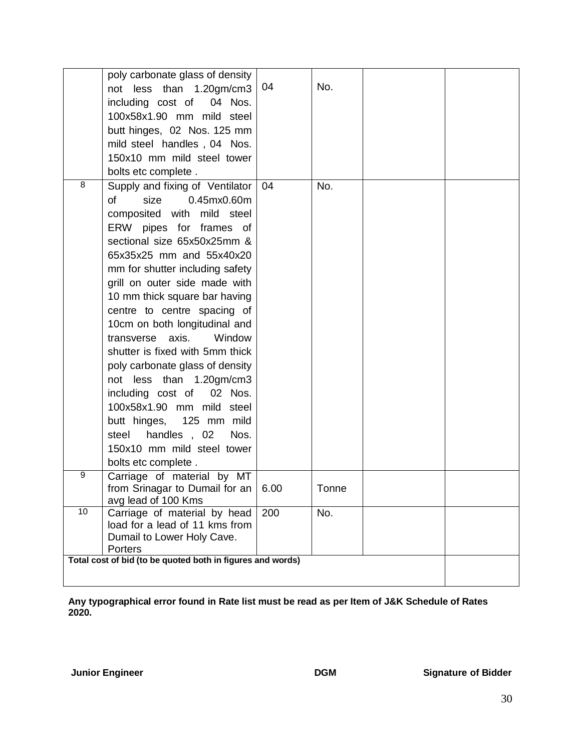| | | | | | |
|---|---|---|---|---|---|
| | poly carbonate glass of density not less than 1.20gm/cm3 including cost of 04 Nos. 100x58x1.90 mm mild steel butt hinges, 02 Nos. 125 mm mild steel handles , 04 Nos. 150x10 mm mild steel tower bolts etc complete . | 04 | No. | | |
| 8 | Supply and fixing of Ventilator of size 0.45mx0.60m composited with mild steel ERW pipes for frames of sectional size 65x50x25mm & 65x35x25 mm and 55x40x20 mm for shutter including safety grill on outer side made with 10 mm thick square bar having centre to centre spacing of 10cm on both longitudinal and transverse axis. Window shutter is fixed with 5mm thick poly carbonate glass of density not less than 1.20gm/cm3 including cost of 02 Nos. 100x58x1.90 mm mild steel butt hinges, 125 mm mild steel handles , 02 Nos. 150x10 mm mild steel tower bolts etc complete . | 04 | No. | | |
| 9 | Carriage of material by MT from Srinagar to Dumail for an avg lead of 100 Kms | 6.00 | Tonne | | |
| 10 | Carriage of material by head load for a lead of 11 kms from Dumail to Lower Holy Cave. Porters | 200 | No. | | |
| **Total cost of bid (to be quoted both in figures and words)** | | | | | |

**Any typographical error found in Rate list must be read as per Item of J&K Schedule of Rates 2020.**

**Junior Engineer** **DGM** **Signature of Bidder**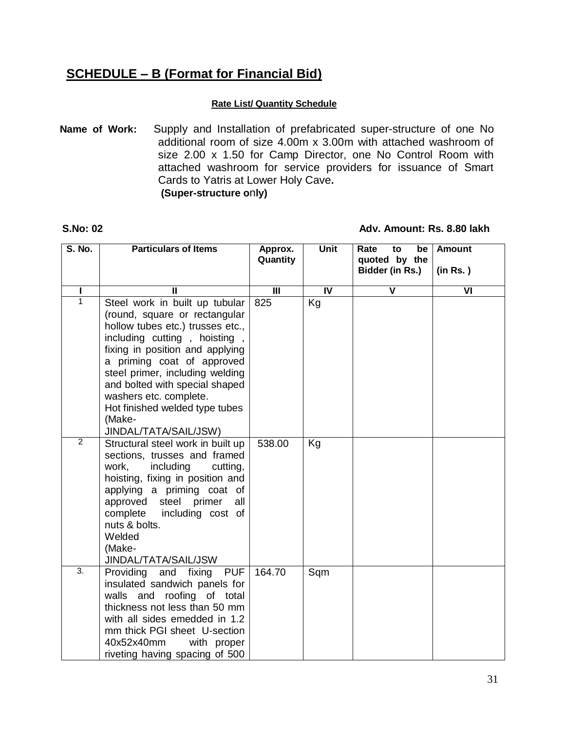## SCHEDULE – B (Format for Financial Bid)

**Rate List/ Quantity Schedule**

**Name of Work:** Supply and Installation of prefabricated super-structure of one No additional room of size 4.00m x 3.00m with attached washroom of size 2.00 x 1.50 for Camp Director, one No Control Room with attached washroom for service providers for issuance of Smart Cards to Yatris at Lower Holy Cave.
**(Super-structure only)**

**S.No: 02** **Adv. Amount: Rs. 8.80 lakh**

| S. No. | Particulars of Items | Approx. Quantity | Unit | Rate to be quoted by the Bidder (in Rs.) | Amount (in Rs. ) |
|---|---|---|---|---|---|
| I | II | III | IV | V | VI |
| 1 | Steel work in built up tubular (round, square or rectangular hollow tubes etc.) trusses etc., including cutting , hoisting , fixing in position and applying a priming coat of approved steel primer, including welding and bolted with special shaped washers etc. complete. Hot finished welded type tubes (Make- JINDAL/TATA/SAIL/JSW) | 825 | Kg | | |
| 2 | Structural steel work in built up sections, trusses and framed work, including cutting, hoisting, fixing in position and applying a priming coat of approved steel primer all complete including cost of nuts & bolts. Welded (Make- JINDAL/TATA/SAIL/JSW | 538.00 | Kg | | |
| 3. | Providing and fixing PUF insulated sandwich panels for walls and roofing of total thickness not less than 50 mm with all sides emedded in 1.2 mm thick PGI sheet U-section 40x52x40mm with proper riveting having spacing of 500 | 164.70 | Sqm | | |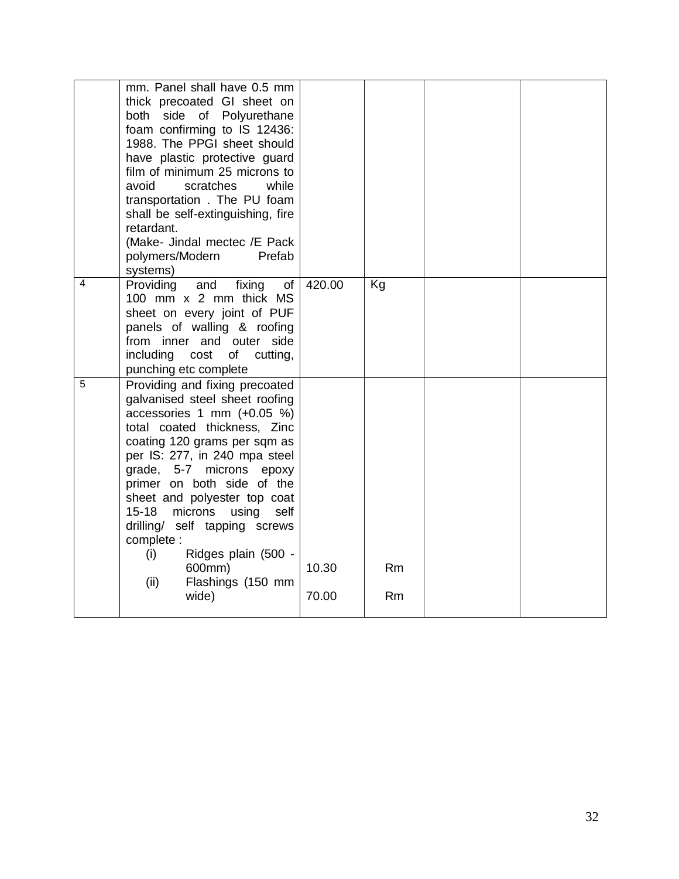| | | | | | |
|---|---|---|---|---|---|
| | mm. Panel shall have 0.5 mm thick precoated GI sheet on both side of Polyurethane foam confirming to IS 12436: 1988. The PPGI sheet should have plastic protective guard film of minimum 25 microns to avoid scratches while transportation . The PU foam shall be self-extinguishing, fire retardant.<br>(Make- Jindal mectec /E Pack polymers/Modern Prefab systems) | | | | |
| 4 | Providing and fixing of 100 mm x 2 mm thick MS sheet on every joint of PUF panels of walling & roofing from inner and outer side including cost of cutting, punching etc complete | 420.00 | Kg | | |
| 5 | Providing and fixing precoated galvanised steel sheet roofing accessories 1 mm (+0.05 %) total coated thickness, Zinc coating 120 grams per sqm as per IS: 277, in 240 mpa steel grade, 5-7 microns epoxy primer on both side of the sheet and polyester top coat 15-18 microns using self drilling/ self tapping screws complete :<br>(i) Ridges plain (500 - 600mm)<br>(ii) Flashings (150 mm wide) | <br><br>10.30<br><br>70.00 | <br><br>Rm<br><br>Rm | | |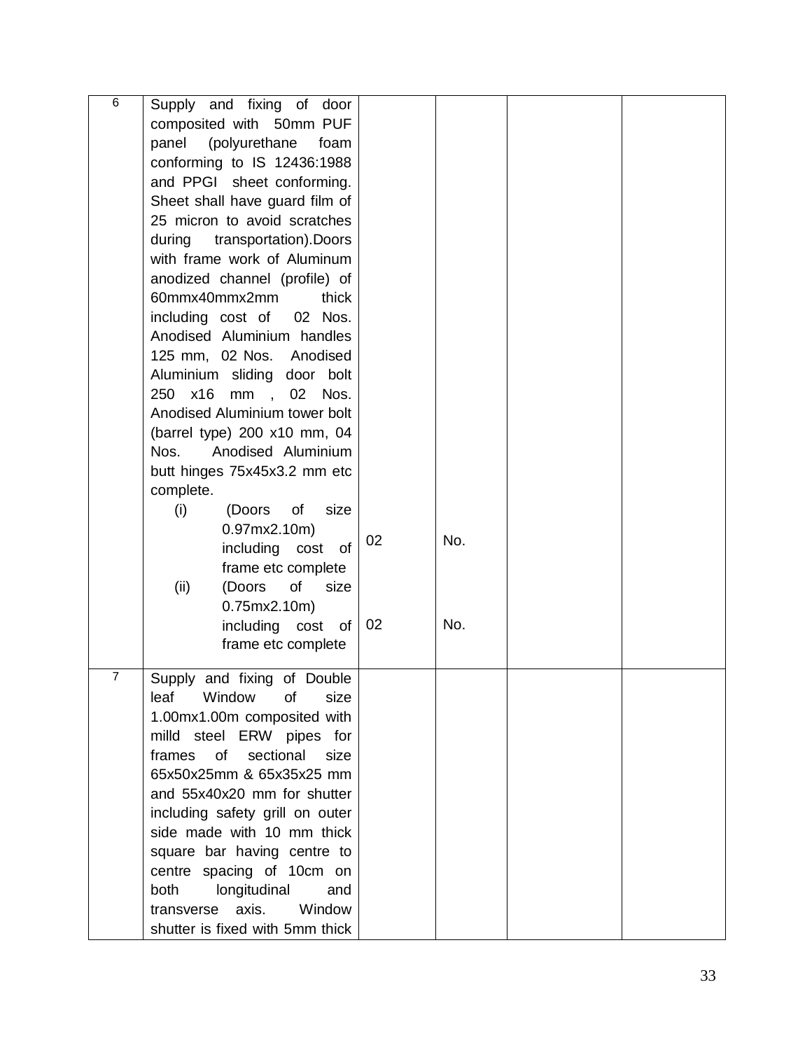| 6 | Supply and fixing of door composited with 50mm PUF panel (polyurethane foam conforming to IS 12436:1988 and PPGI sheet conforming. Sheet shall have guard film of 25 micron to avoid scratches during transportation).Doors with frame work of Aluminum anodized channel (profile) of 60mmx40mmx2mm thick including cost of 02 Nos. Anodised Aluminium handles 125 mm, 02 Nos. Anodised Aluminium sliding door bolt 250 x16 mm , 02 Nos. Anodised Aluminium tower bolt (barrel type) 200 x10 mm, 04 Nos. Anodised Aluminium butt hinges 75x45x3.2 mm etc complete.<br>(i) (Doors of size 0.97mx2.10m) including cost of frame etc complete<br>(ii) (Doors of size 0.75mx2.10m) including cost of frame etc complete | 02<br><br>02 | No.<br><br>No. | | |
|---|---|---|---|---|---|
| 7 | Supply and fixing of Double leaf Window of size 1.00mx1.00m composited with milld steel ERW pipes for frames of sectional size 65x50x25mm & 65x35x25 mm and 55x40x20 mm for shutter including safety grill on outer side made with 10 mm thick square bar having centre to centre spacing of 10cm on both longitudinal and transverse axis. Window shutter is fixed with 5mm thick | | | | |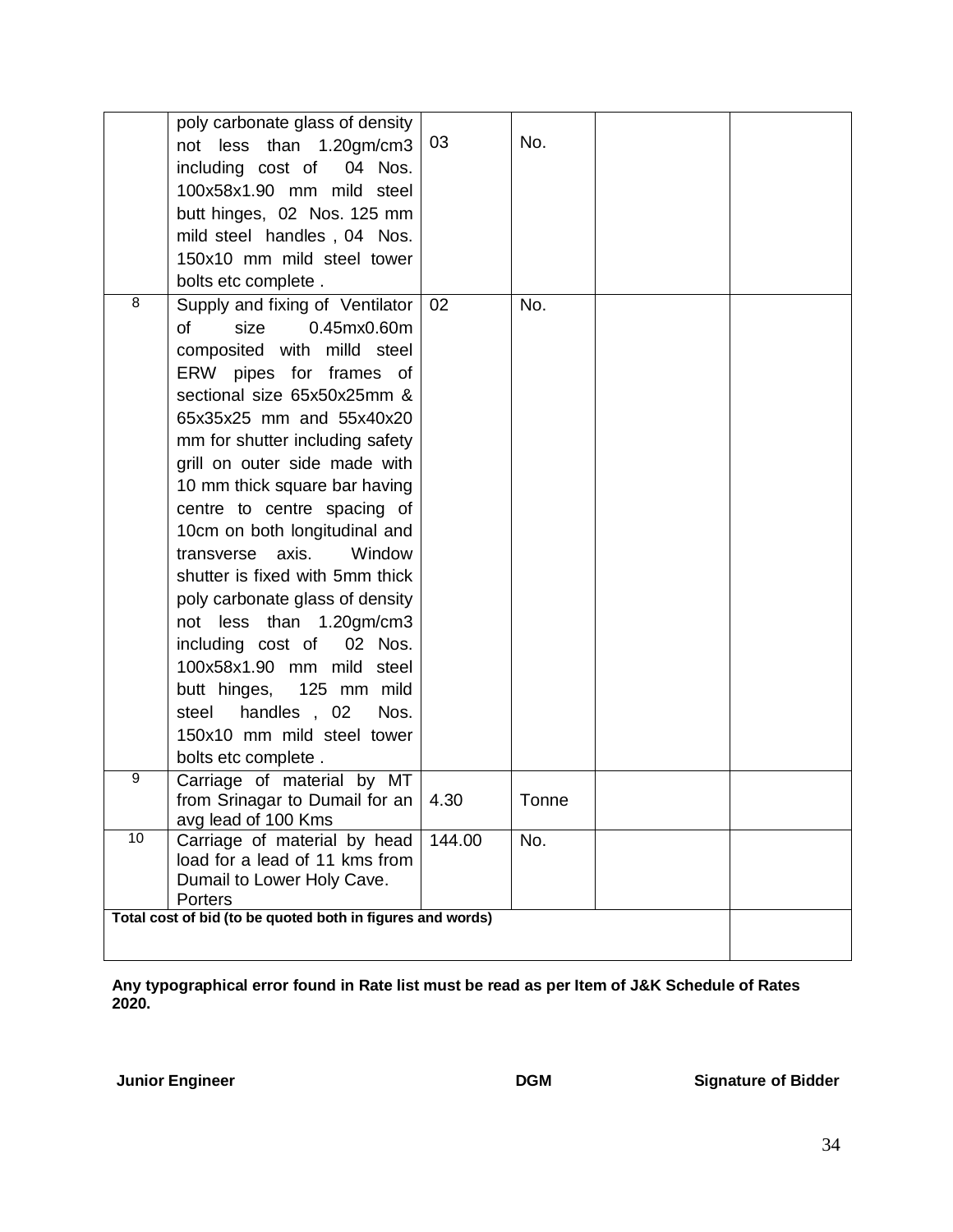| | | | | | |
|---|---|---|---|---|---|
| | poly carbonate glass of density not less than 1.20gm/cm3 including cost of 04 Nos. 100x58x1.90 mm mild steel butt hinges, 02 Nos. 125 mm mild steel handles , 04 Nos. 150x10 mm mild steel tower bolts etc complete . | 03 | No. | | |
| 8 | Supply and fixing of Ventilator of size 0.45mx0.60m composited with milld steel ERW pipes for frames of sectional size 65x50x25mm & 65x35x25 mm and 55x40x20 mm for shutter including safety grill on outer side made with 10 mm thick square bar having centre to centre spacing of 10cm on both longitudinal and transverse axis. Window shutter is fixed with 5mm thick poly carbonate glass of density not less than 1.20gm/cm3 including cost of 02 Nos. 100x58x1.90 mm mild steel butt hinges, 125 mm mild steel handles , 02 Nos. 150x10 mm mild steel tower bolts etc complete . | 02 | No. | | |
| 9 | Carriage of material by MT from Srinagar to Dumail for an avg lead of 100 Kms | 4.30 | Tonne | | |
| 10 | Carriage of material by head load for a lead of 11 kms from Dumail to Lower Holy Cave. Porters | 144.00 | No. | | |
| **Total cost of bid (to be quoted both in figures and words)** | | | | | |

**Any typographical error found in Rate list must be read as per Item of J&K Schedule of Rates 2020.**

**Junior Engineer** **DGM** **Signature of Bidder**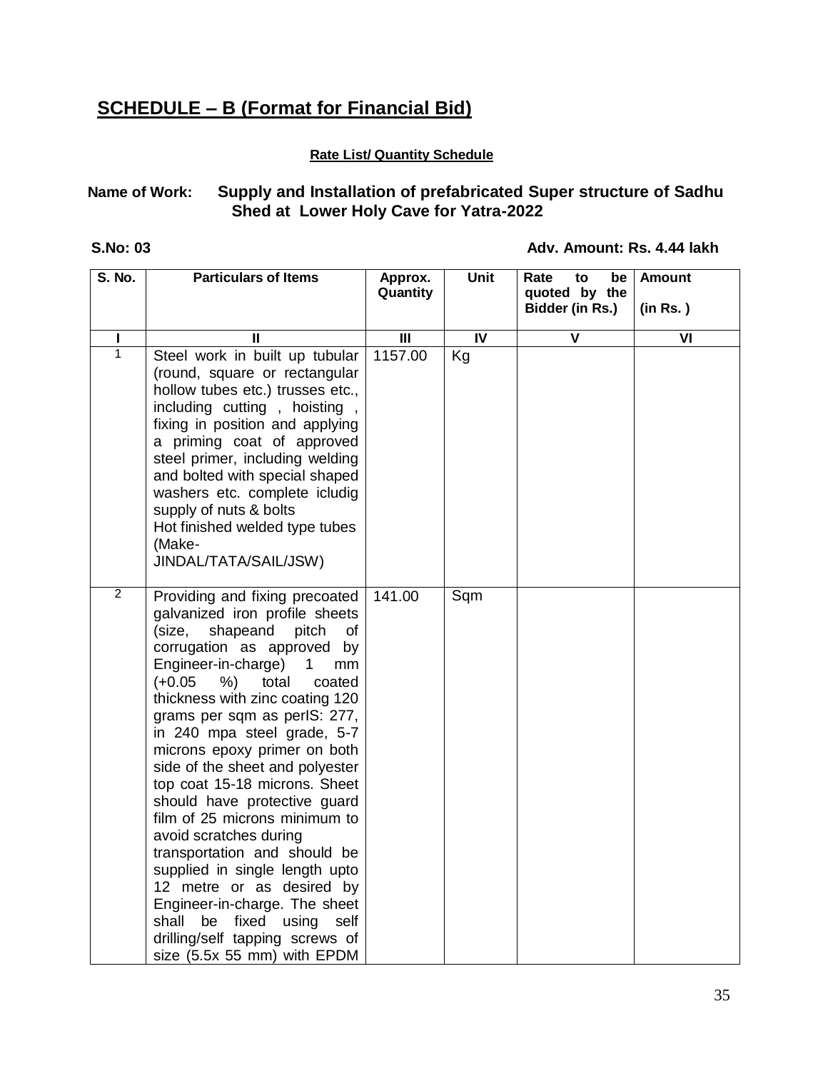## SCHEDULE – B (Format for Financial Bid)

**Rate List/ Quantity Schedule**

**Name of Work: Supply and Installation of prefabricated Super structure of Sadhu Shed at Lower Holy Cave for Yatra-2022**

**S.No: 03** **Adv. Amount: Rs. 4.44 lakh**

| S. No. | Particulars of Items | Approx. Quantity | Unit | Rate to be quoted by the Bidder (in Rs.) | Amount (in Rs. ) |
|---|---|---|---|---|---|
| I | II | III | IV | V | VI |
| 1 | Steel work in built up tubular (round, square or rectangular hollow tubes etc.) trusses etc., including cutting , hoisting , fixing in position and applying a priming coat of approved steel primer, including welding and bolted with special shaped washers etc. complete icludig supply of nuts & bolts Hot finished welded type tubes (Make- JINDAL/TATA/SAIL/JSW) | 1157.00 | Kg | | |
| 2 | Providing and fixing precoated galvanized iron profile sheets (size, shapeand pitch of corrugation as approved by Engineer-in-charge) 1 mm (+0.05 %) total coated thickness with zinc coating 120 grams per sqm as perIS: 277, in 240 mpa steel grade, 5-7 microns epoxy primer on both side of the sheet and polyester top coat 15-18 microns. Sheet should have protective guard film of 25 microns minimum to avoid scratches during transportation and should be supplied in single length upto 12 metre or as desired by Engineer-in-charge. The sheet shall be fixed using self drilling/self tapping screws of size (5.5x 55 mm) with EPDM | 141.00 | Sqm | | |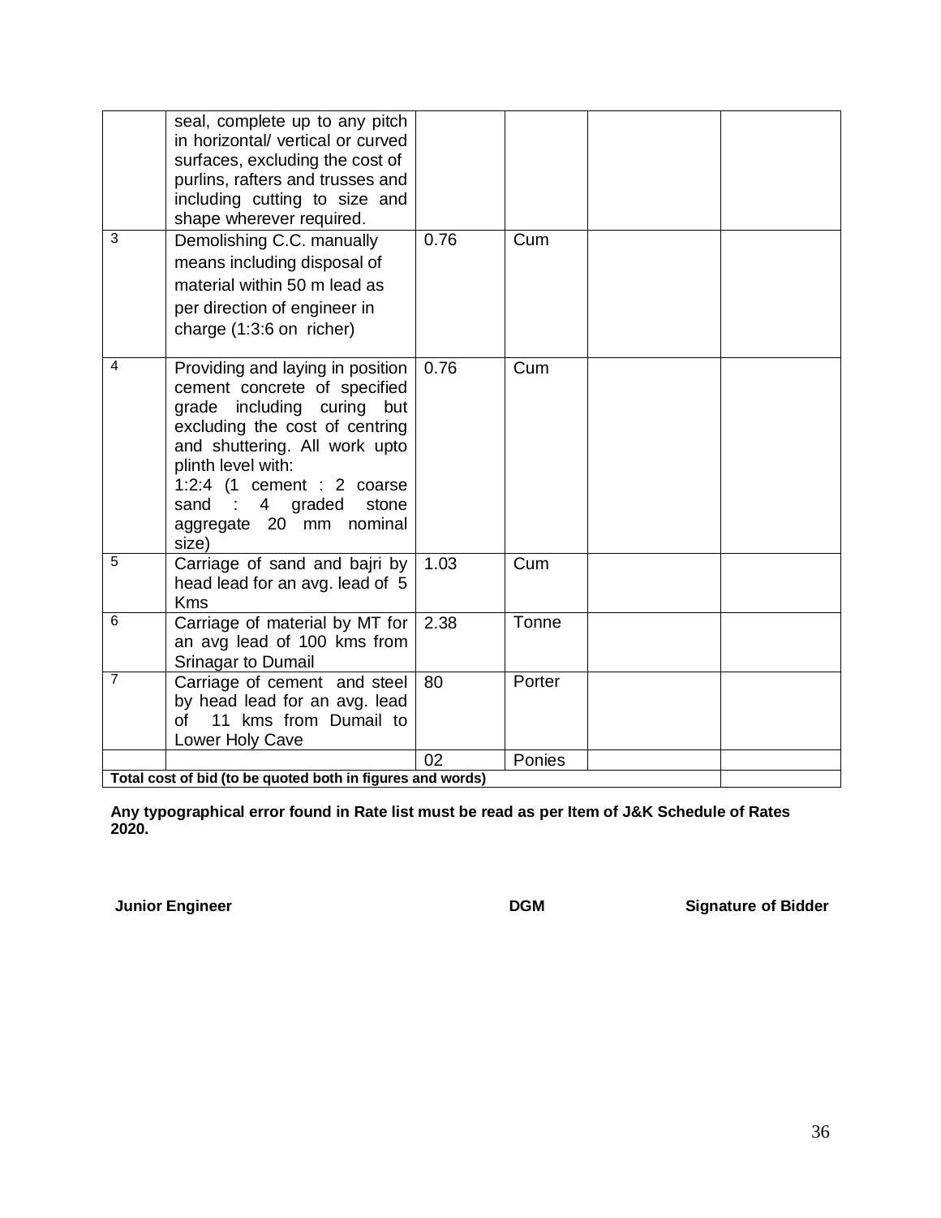| | | | | | |
|---|---|---|---|---|---|
| | seal, complete up to any pitch in horizontal/ vertical or curved surfaces, excluding the cost of purlins, rafters and trusses and including cutting to size and shape wherever required. | | | | |
| 3 | Demolishing C.C. manually means including disposal of material within 50 m lead as per direction of engineer in charge (1:3:6 on richer) | 0.76 | Cum | | |
| 4 | Providing and laying in position cement concrete of specified grade including curing but excluding the cost of centring and shuttering. All work upto plinth level with: 1:2:4 (1 cement : 2 coarse sand : 4 graded stone aggregate 20 mm nominal size) | 0.76 | Cum | | |
| 5 | Carriage of sand and bajri by head lead for an avg. lead of 5 Kms | 1.03 | Cum | | |
| 6 | Carriage of material by MT for an avg lead of 100 kms from Srinagar to Dumail | 2.38 | Tonne | | |
| 7 | Carriage of cement and steel by head lead for an avg. lead of 11 kms from Dumail to Lower Holy Cave | 80 | Porter | | |
| | | 02 | Ponies | | |
| **Total cost of bid (to be quoted both in figures and words)** | | | | | |

**Any typographical error found in Rate list must be read as per Item of J&K Schedule of Rates 2020.**

**Junior Engineer** **DGM** **Signature of Bidder**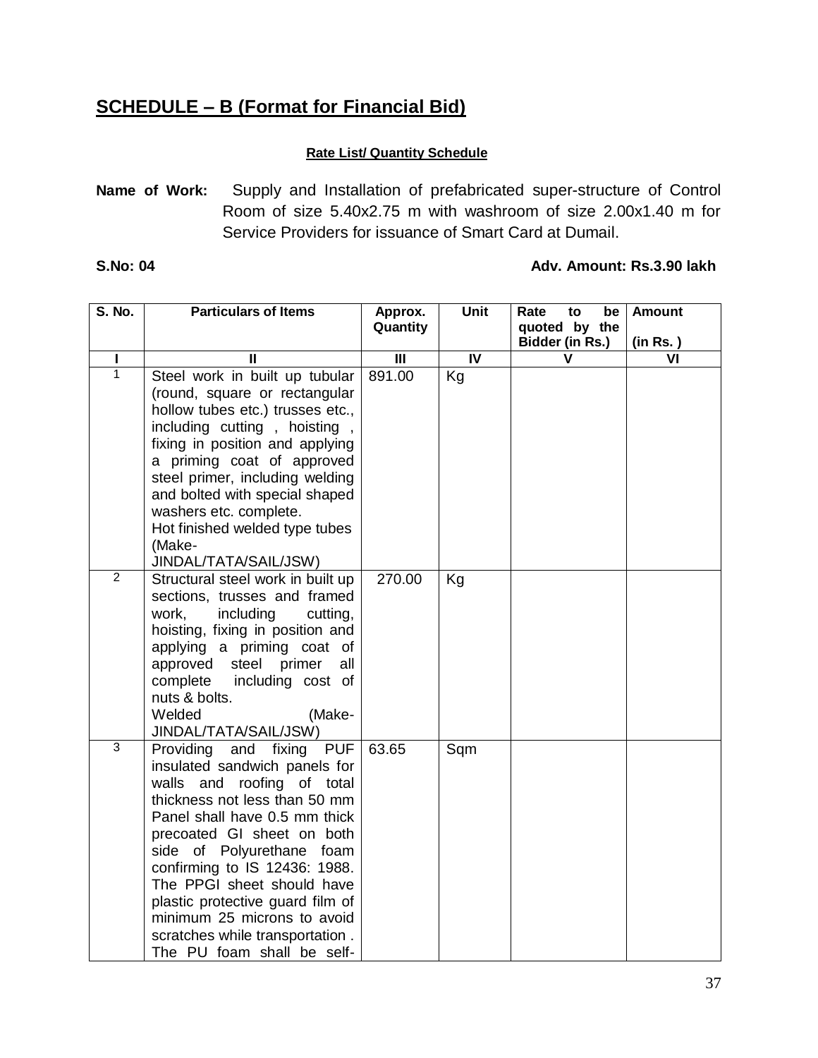## SCHEDULE – B (Format for Financial Bid)

**Rate List/ Quantity Schedule**

**Name of Work:** Supply and Installation of prefabricated super-structure of Control Room of size 5.40x2.75 m with washroom of size 2.00x1.40 m for Service Providers for issuance of Smart Card at Dumail.

**S.No: 04** **Adv. Amount: Rs.3.90 lakh**

| S. No. | Particulars of Items | Approx. Quantity | Unit | Rate to be quoted by the Bidder (in Rs.) | Amount (in Rs. ) |
|---|---|---|---|---|---|
| I | II | III | IV | V | VI |
| 1 | Steel work in built up tubular (round, square or rectangular hollow tubes etc.) trusses etc., including cutting , hoisting , fixing in position and applying a priming coat of approved steel primer, including welding and bolted with special shaped washers etc. complete. Hot finished welded type tubes (Make-JINDAL/TATA/SAIL/JSW) | 891.00 | Kg | | |
| 2 | Structural steel work in built up sections, trusses and framed work, including cutting, hoisting, fixing in position and applying a priming coat of approved steel primer all complete including cost of nuts & bolts. Welded (Make-JINDAL/TATA/SAIL/JSW) | 270.00 | Kg | | |
| 3 | Providing and fixing PUF insulated sandwich panels for walls and roofing of total thickness not less than 50 mm Panel shall have 0.5 mm thick precoated GI sheet on both side of Polyurethane foam confirming to IS 12436: 1988. The PPGI sheet should have plastic protective guard film of minimum 25 microns to avoid scratches while transportation . The PU foam shall be self- | 63.65 | Sqm | | |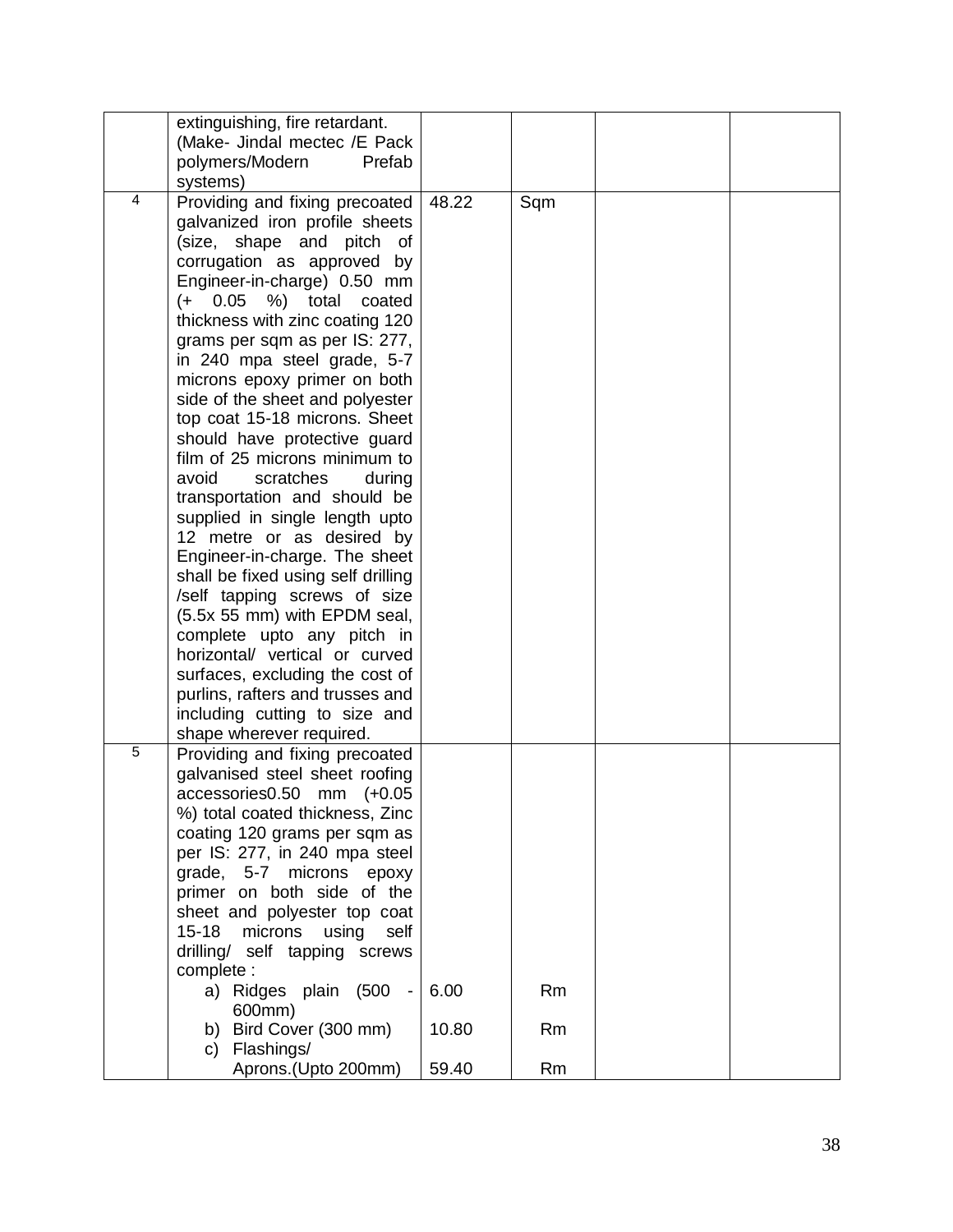| | | | | | |
|---|---|---|---|---|---|
| | extinguishing, fire retardant. (Make- Jindal mectec /E Pack polymers/Modern Prefab systems) | | | | |
| 4 | Providing and fixing precoated galvanized iron profile sheets (size, shape and pitch of corrugation as approved by Engineer-in-charge) 0.50 mm (+ 0.05 %) total coated thickness with zinc coating 120 grams per sqm as per IS: 277, in 240 mpa steel grade, 5-7 microns epoxy primer on both side of the sheet and polyester top coat 15-18 microns. Sheet should have protective guard film of 25 microns minimum to avoid scratches during transportation and should be supplied in single length upto 12 metre or as desired by Engineer-in-charge. The sheet shall be fixed using self drilling /self tapping screws of size (5.5x 55 mm) with EPDM seal, complete upto any pitch in horizontal/ vertical or curved surfaces, excluding the cost of purlins, rafters and trusses and including cutting to size and shape wherever required. | 48.22 | Sqm | | |
| 5 | Providing and fixing precoated galvanised steel sheet roofing accessories0.50 mm (+0.05 %) total coated thickness, Zinc coating 120 grams per sqm as per IS: 277, in 240 mpa steel grade, 5-7 microns epoxy primer on both side of the sheet and polyester top coat 15-18 microns using self drilling/ self tapping screws complete : | | | | |
| | a) Ridges plain (500 - 600mm) | 6.00 | Rm | | |
| | b) Bird Cover (300 mm) | 10.80 | Rm | | |
| | c) Flashings/ Aprons.(Upto 200mm) | 59.40 | Rm | | |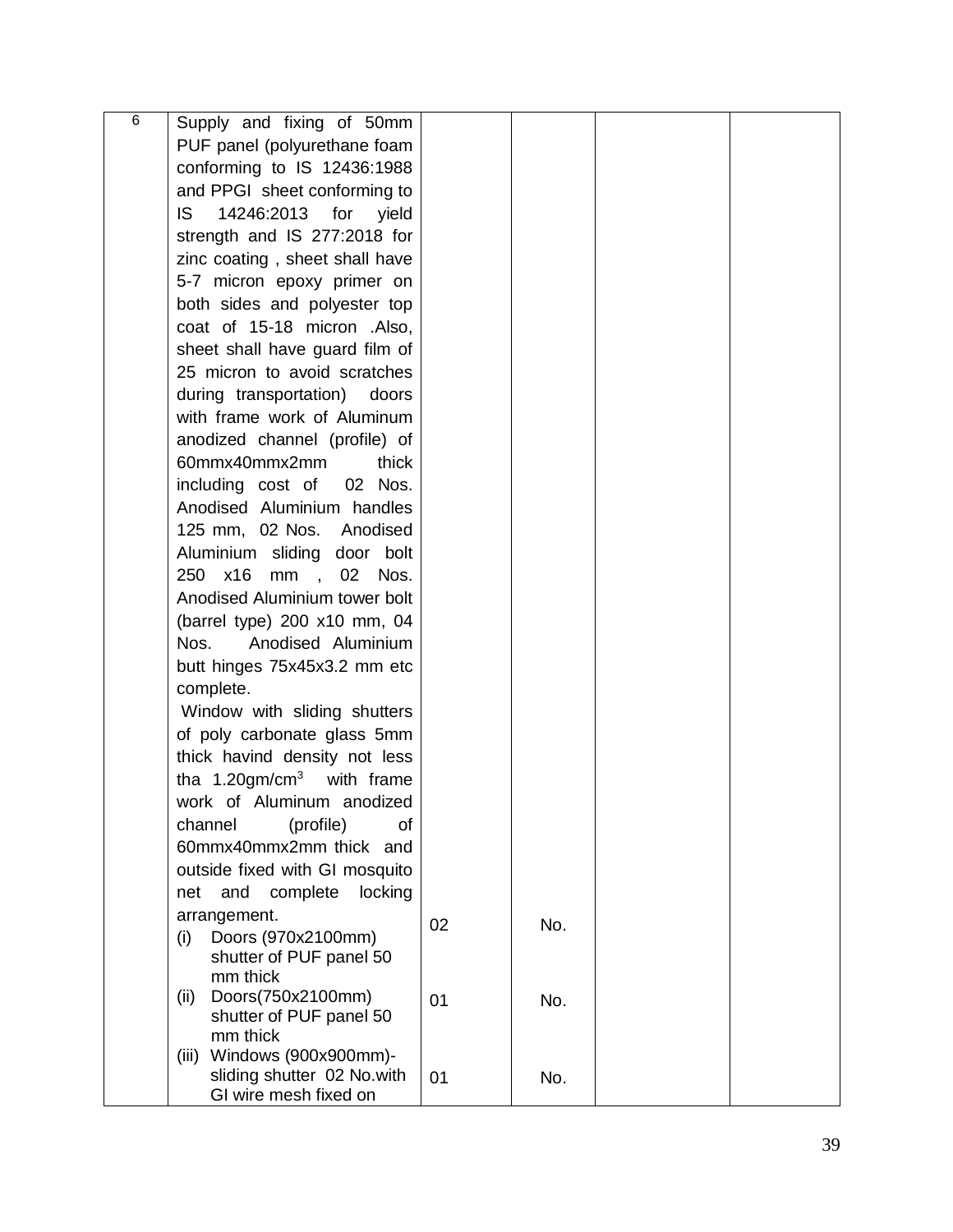| 6 | Supply and fixing of 50mm PUF panel (polyurethane foam conforming to IS 12436:1988 and PPGI sheet conforming to IS 14246:2013 for yield strength and IS 277:2018 for zinc coating , sheet shall have 5-7 micron epoxy primer on both sides and polyester top coat of 15-18 micron .Also, sheet shall have guard film of 25 micron to avoid scratches during transportation) doors with frame work of Aluminum anodized channel (profile) of 60mmx40mmx2mm thick including cost of 02 Nos. Anodised Aluminium handles 125 mm, 02 Nos. Anodised Aluminium sliding door bolt 250 x16 mm , 02 Nos. Anodised Aluminium tower bolt (barrel type) 200 x10 mm, 04 Nos. Anodised Aluminium butt hinges 75x45x3.2 mm etc complete.<br>Window with sliding shutters of poly carbonate glass 5mm thick havind density not less tha 1.20gm/cm$^3$ with frame work of Aluminum anodized channel (profile) of 60mmx40mmx2mm thick and outside fixed with GI mosquito net and complete locking arrangement. | | | | |
|---|---|---|---|---|---|
| | (i) Doors (970x2100mm) shutter of PUF panel 50 mm thick | 02 | No. | | |
| | (ii) Doors(750x2100mm) shutter of PUF panel 50 mm thick | 01 | No. | | |
| | (iii) Windows (900x900mm)- sliding shutter 02 No.with GI wire mesh fixed on | 01 | No. | | |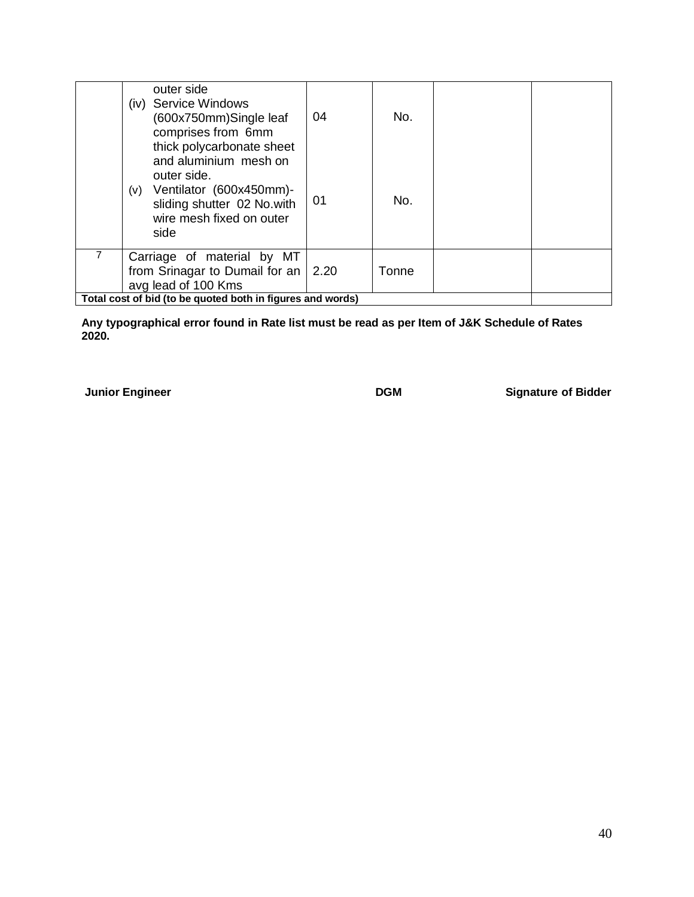| | | | | | |
|---|---|---|---|---|---|
| | outer side<br>(iv) Service Windows (600x750mm)Single leaf comprises from 6mm thick polycarbonate sheet and aluminium mesh on outer side.<br>(v) Ventilator (600x450mm)-sliding shutter 02 No.with wire mesh fixed on outer side | 04<br><br><br><br><br>01 | No.<br><br><br><br><br>No. | | |
| 7 | Carriage of material by MT from Srinagar to Dumail for an avg lead of 100 Kms | 2.20 | Tonne | | |
| **Total cost of bid (to be quoted both in figures and words)** | | | | | |

**Any typographical error found in Rate list must be read as per Item of J&K Schedule of Rates 2020.**

**Junior Engineer** **DGM** **Signature of Bidder**